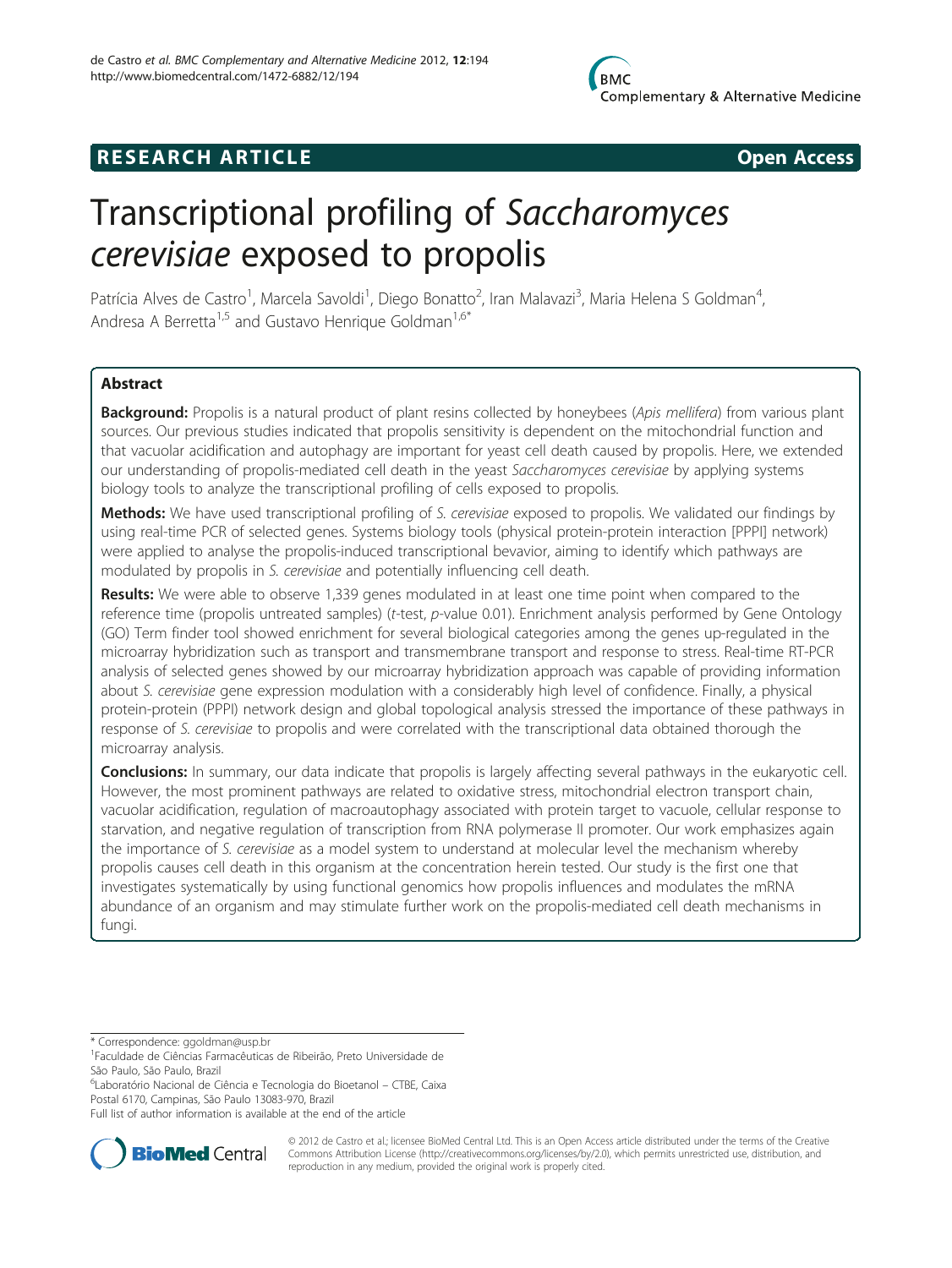RESEARCH ARTICLE Open Access

# Transcriptional profiling of *Saccharomyces cerevisiae* exposed to propolis

Patrícia Alves de Castro[1], Marcela Savoldi[1], Diego Bonatto[2], Iran Malavazi[3], Maria Helena S Goldman[4], Andresa A Berretta[1,5] and Gustavo Henrique Goldman[1,6*]

## Abstract

**Background:** Propolis is a natural product of plant resins collected by honeybees (*Apis mellifera*) from various plant sources. Our previous studies indicated that propolis sensitivity is dependent on the mitochondrial function and that vacuolar acidification and autophagy are important for yeast cell death caused by propolis. Here, we extended our understanding of propolis-mediated cell death in the yeast *Saccharomyces cerevisiae* by applying systems biology tools to analyze the transcriptional profiling of cells exposed to propolis.

**Methods:** We have used transcriptional profiling of *S. cerevisiae* exposed to propolis. We validated our findings by using real-time PCR of selected genes. Systems biology tools (physical protein-protein interaction [PPPI] network) were applied to analyse the propolis-induced transcriptional bevavior, aiming to identify which pathways are modulated by propolis in *S. cerevisiae* and potentially influencing cell death.

**Results:** We were able to observe 1,339 genes modulated in at least one time point when compared to the reference time (propolis untreated samples) (*t*-test, *p*-value 0.01). Enrichment analysis performed by Gene Ontology (GO) Term finder tool showed enrichment for several biological categories among the genes up-regulated in the microarray hybridization such as transport and transmembrane transport and response to stress. Real-time RT-PCR analysis of selected genes showed by our microarray hybridization approach was capable of providing information about *S. cerevisiae* gene expression modulation with a considerably high level of confidence. Finally, a physical protein-protein (PPPI) network design and global topological analysis stressed the importance of these pathways in response of *S. cerevisiae* to propolis and were correlated with the transcriptional data obtained thorough the microarray analysis.

**Conclusions:** In summary, our data indicate that propolis is largely affecting several pathways in the eukaryotic cell. However, the most prominent pathways are related to oxidative stress, mitochondrial electron transport chain, vacuolar acidification, regulation of macroautophagy associated with protein target to vacuole, cellular response to starvation, and negative regulation of transcription from RNA polymerase II promoter. Our work emphasizes again the importance of *S. cerevisiae* as a model system to understand at molecular level the mechanism whereby propolis causes cell death in this organism at the concentration herein tested. Our study is the first one that investigates systematically by using functional genomics how propolis influences and modulates the mRNA abundance of an organism and may stimulate further work on the propolis-mediated cell death mechanisms in fungi.

\* Correspondence: ggoldman@usp.br
[1]Faculdade de Ciências Farmacêuticas de Ribeirão, Preto Universidade de São Paulo, São Paulo, Brazil
[6]Laboratório Nacional de Ciência e Tecnologia do Bioetanol – CTBE, Caixa Postal 6170, Campinas, São Paulo 13083-970, Brazil
Full list of author information is available at the end of the article

© 2012 de Castro et al.; licensee BioMed Central Ltd. This is an Open Access article distributed under the terms of the Creative Commons Attribution License (http://creativecommons.org/licenses/by/2.0), which permits unrestricted use, distribution, and reproduction in any medium, provided the original work is properly cited.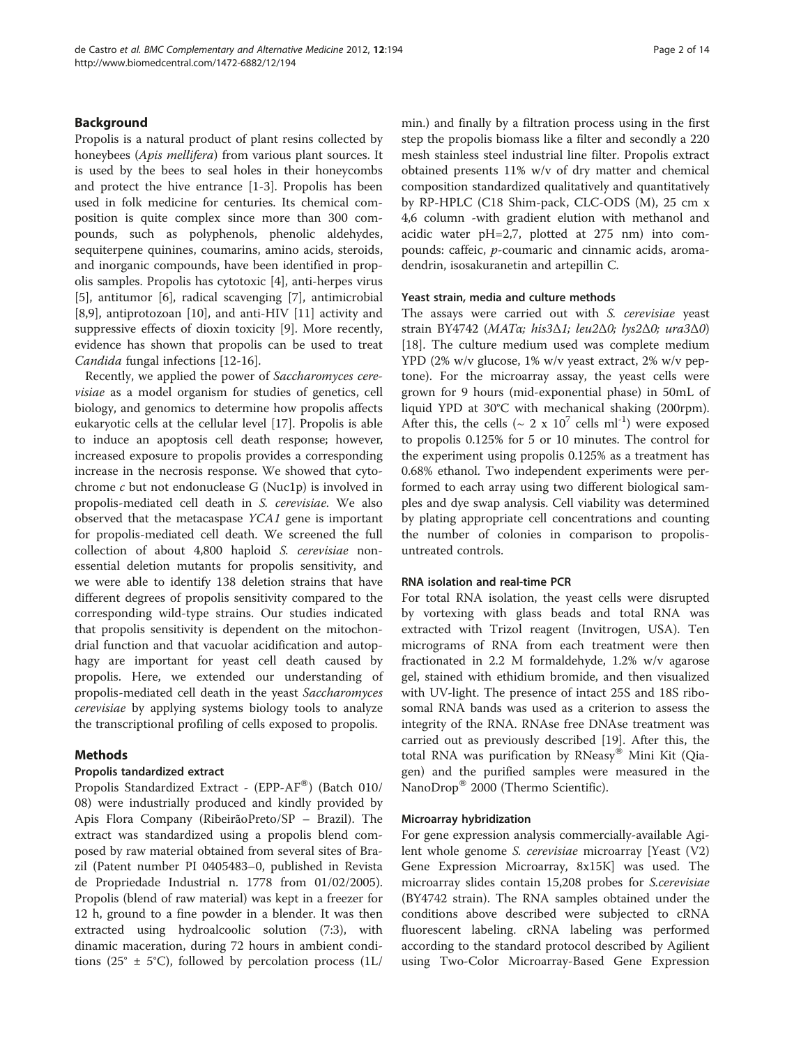## Background

Propolis is a natural product of plant resins collected by honeybees (*Apis mellifera*) from various plant sources. It is used by the bees to seal holes in their honeycombs and protect the hive entrance [1-3]. Propolis has been used in folk medicine for centuries. Its chemical composition is quite complex since more than 300 compounds, such as polyphenols, phenolic aldehydes, sequiterpene quinines, coumarins, amino acids, steroids, and inorganic compounds, have been identified in propolis samples. Propolis has cytotoxic [4], anti-herpes virus [5], antitumor [6], radical scavenging [7], antimicrobial [8,9], antiprotozoan [10], and anti-HIV [11] activity and suppressive effects of dioxin toxicity [9]. More recently, evidence has shown that propolis can be used to treat *Candida* fungal infections [12-16].

Recently, we applied the power of *Saccharomyces cerevisiae* as a model organism for studies of genetics, cell biology, and genomics to determine how propolis affects eukaryotic cells at the cellular level [17]. Propolis is able to induce an apoptosis cell death response; however, increased exposure to propolis provides a corresponding increase in the necrosis response. We showed that cytochrome *c* but not endonuclease G (Nuc1p) is involved in propolis-mediated cell death in *S. cerevisiae*. We also observed that the metacaspase *YCA1* gene is important for propolis-mediated cell death. We screened the full collection of about 4,800 haploid *S. cerevisiae* nonessential deletion mutants for propolis sensitivity, and we were able to identify 138 deletion strains that have different degrees of propolis sensitivity compared to the corresponding wild-type strains. Our studies indicated that propolis sensitivity is dependent on the mitochondrial function and that vacuolar acidification and autophagy are important for yeast cell death caused by propolis. Here, we extended our understanding of propolis-mediated cell death in the yeast *Saccharomyces cerevisiae* by applying systems biology tools to analyze the transcriptional profiling of cells exposed to propolis.

## Methods

### Propolis tandardized extract

Propolis Standardized Extract - (EPP-AF®) (Batch 010/08) were industrially produced and kindly provided by Apis Flora Company (RibeirãoPreto/SP – Brazil). The extract was standardized using a propolis blend composed by raw material obtained from several sites of Brazil (Patent number PI 0405483–0, published in Revista de Propriedade Industrial n. 1778 from 01/02/2005). Propolis (blend of raw material) was kept in a freezer for 12 h, ground to a fine powder in a blender. It was then extracted using hydroalcoolic solution (7:3), with dinamic maceration, during 72 hours in ambient conditions (25° ± 5°C), followed by percolation process (1L/min.) and finally by a filtration process using in the first step the propolis biomass like a filter and secondly a 220 mesh stainless steel industrial line filter. Propolis extract obtained presents 11% w/v of dry matter and chemical composition standardized qualitatively and quantitatively by RP-HPLC (C18 Shim-pack, CLC-ODS (M), 25 cm x 4,6 column -with gradient elution with methanol and acidic water pH=2,7, plotted at 275 nm) into compounds: caffeic, *p*-coumaric and cinnamic acids, aromadendrin, isosakuranetin and artepillin C.

### Yeast strain, media and culture methods

The assays were carried out with *S. cerevisiae* yeast strain BY4742 (*MATα; his3Δ1; leu2Δ0; lys2Δ0; ura3Δ0*) [18]. The culture medium used was complete medium YPD (2% w/v glucose, 1% w/v yeast extract, 2% w/v peptone). For the microarray assay, the yeast cells were grown for 9 hours (mid-exponential phase) in 50mL of liquid YPD at 30°C with mechanical shaking (200rpm). After this, the cells (~ $2 \times 10^7$ cells ml$^{-1}$) were exposed to propolis 0.125% for 5 or 10 minutes. The control for the experiment using propolis 0.125% as a treatment has 0.68% ethanol. Two independent experiments were performed to each array using two different biological samples and dye swap analysis. Cell viability was determined by plating appropriate cell concentrations and counting the number of colonies in comparison to propolis-untreated controls.

### RNA isolation and real-time PCR

For total RNA isolation, the yeast cells were disrupted by vortexing with glass beads and total RNA was extracted with Trizol reagent (Invitrogen, USA). Ten micrograms of RNA from each treatment were then fractionated in 2.2 M formaldehyde, 1.2% w/v agarose gel, stained with ethidium bromide, and then visualized with UV-light. The presence of intact 25S and 18S ribosomal RNA bands was used as a criterion to assess the integrity of the RNA. RNAse free DNAse treatment was carried out as previously described [19]. After this, the total RNA was purification by RNeasy® Mini Kit (Qiagen) and the purified samples were measured in the NanoDrop® 2000 (Thermo Scientific).

### Microarray hybridization

For gene expression analysis commercially-available Agilent whole genome *S. cerevisiae* microarray [Yeast (V2) Gene Expression Microarray, 8x15K] was used. The microarray slides contain 15,208 probes for *S.cerevisiae* (BY4742 strain). The RNA samples obtained under the conditions above described were subjected to cRNA fluorescent labeling. cRNA labeling was performed according to the standard protocol described by Agilient using Two-Color Microarray-Based Gene Expression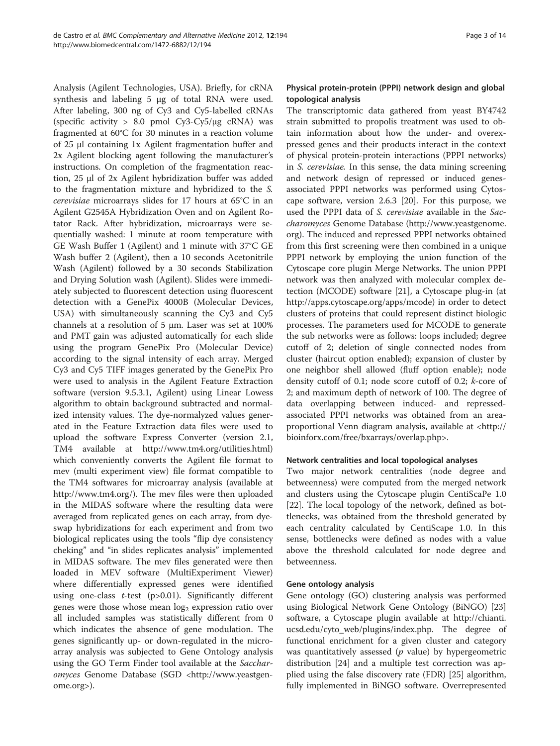Analysis (Agilent Technologies, USA). Briefly, for cRNA synthesis and labeling 5 μg of total RNA were used. After labeling, 300 ng of Cy3 and Cy5-labelled cRNAs (specific activity > 8.0 pmol Cy3-Cy5/μg cRNA) was fragmented at 60°C for 30 minutes in a reaction volume of 25 μl containing 1x Agilent fragmentation buffer and 2x Agilent blocking agent following the manufacturer's instructions. On completion of the fragmentation reaction, 25 μl of 2x Agilent hybridization buffer was added to the fragmentation mixture and hybridized to the *S. cerevisiae* microarrays slides for 17 hours at 65°C in an Agilent G2545A Hybridization Oven and on Agilent Rotator Rack. After hybridization, microarrays were sequentially washed: 1 minute at room temperature with GE Wash Buffer 1 (Agilent) and 1 minute with 37°C GE Wash buffer 2 (Agilent), then a 10 seconds Acetonitrile Wash (Agilent) followed by a 30 seconds Stabilization and Drying Solution wash (Agilent). Slides were immediately subjected to fluorescent detection using fluorescent detection with a GenePix 4000B (Molecular Devices, USA) with simultaneously scanning the Cy3 and Cy5 channels at a resolution of 5 μm. Laser was set at 100% and PMT gain was adjusted automatically for each slide using the program GenePix Pro (Molecular Device) according to the signal intensity of each array. Merged Cy3 and Cy5 TIFF images generated by the GenePix Pro were used to analysis in the Agilent Feature Extraction software (version 9.5.3.1, Agilent) using Linear Lowess algorithm to obtain background subtracted and normalized intensity values. The dye-normalyzed values generated in the Feature Extraction data files were used to upload the software Express Converter (version 2.1, TM4 available at http://www.tm4.org/utilities.html) which conveniently converts the Agilent file format to mev (multi experiment view) file format compatible to the TM4 softwares for microarray analysis (available at http://www.tm4.org/). The mev files were then uploaded in the MIDAS software where the resulting data were averaged from replicated genes on each array, from dye-swap hybridizations for each experiment and from two biological replicates using the tools "flip dye consistency cheking" and "in slides replicates analysis" implemented in MIDAS software. The mev files generated were then loaded in MEV software (MultiExperiment Viewer) where differentially expressed genes were identified using one-class *t*-test ($p>0.01$). Significantly different genes were those whose mean $\log_2$ expression ratio over all included samples was statistically different from 0 which indicates the absence of gene modulation. The genes significantly up- or down-regulated in the microarray analysis was subjected to Gene Ontology analysis using the GO Term Finder tool available at the *Saccharomyces* Genome Database (SGD <http://www.yeastgenome.org>).

### Physical protein-protein (PPPI) network design and global topological analysis

The transcriptomic data gathered from yeast BY4742 strain submitted to propolis treatment was used to obtain information about how the under- and overexpressed genes and their products interact in the context of physical protein-protein interactions (PPPI networks) in *S. cerevisiae.* In this sense, the data mining screening and network design of repressed or induced genes-associated PPPI networks was performed using Cytoscape software, version 2.6.3 [20]. For this purpose, we used the PPPI data of *S. cerevisiae* available in the *Saccharomyces* Genome Database (http://www.yeastgenome.org). The induced and repressed PPPI networks obtained from this first screening were then combined in a unique PPPI network by employing the union function of the Cytoscape core plugin Merge Networks. The union PPPI network was then analyzed with molecular complex detection (MCODE) software [21], a Cytoscape plug-in (at http://apps.cytoscape.org/apps/mcode) in order to detect clusters of proteins that could represent distinct biologic processes. The parameters used for MCODE to generate the sub networks were as follows: loops included; degree cutoff of 2; deletion of single connected nodes from cluster (haircut option enabled); expansion of cluster by one neighbor shell allowed (fluff option enable); node density cutoff of 0.1; node score cutoff of 0.2; *k*-core of 2; and maximum depth of network of 100. The degree of data overlapping between induced- and repressed-associated PPPI networks was obtained from an area-proportional Venn diagram analysis, available at <http://bioinforx.com/free/bxarrays/overlap.php>.

### Network centralities and local topological analyses

Two major network centralities (node degree and betweenness) were computed from the merged network and clusters using the Cytoscape plugin CentiScaPe 1.0 [22]. The local topology of the network, defined as bottlenecks, was obtained from the threshold generated by each centrality calculated by CentiScape 1.0. In this sense, bottlenecks were defined as nodes with a value above the threshold calculated for node degree and betweenness.

### Gene ontology analysis

Gene ontology (GO) clustering analysis was performed using Biological Network Gene Ontology (BiNGO) [23] software, a Cytoscape plugin available at http://chianti.ucsd.edu/cyto_web/plugins/index.php. The degree of functional enrichment for a given cluster and category was quantitatively assessed (*p* value) by hypergeometric distribution [24] and a multiple test correction was applied using the false discovery rate (FDR) [25] algorithm, fully implemented in BiNGO software. Overrepresented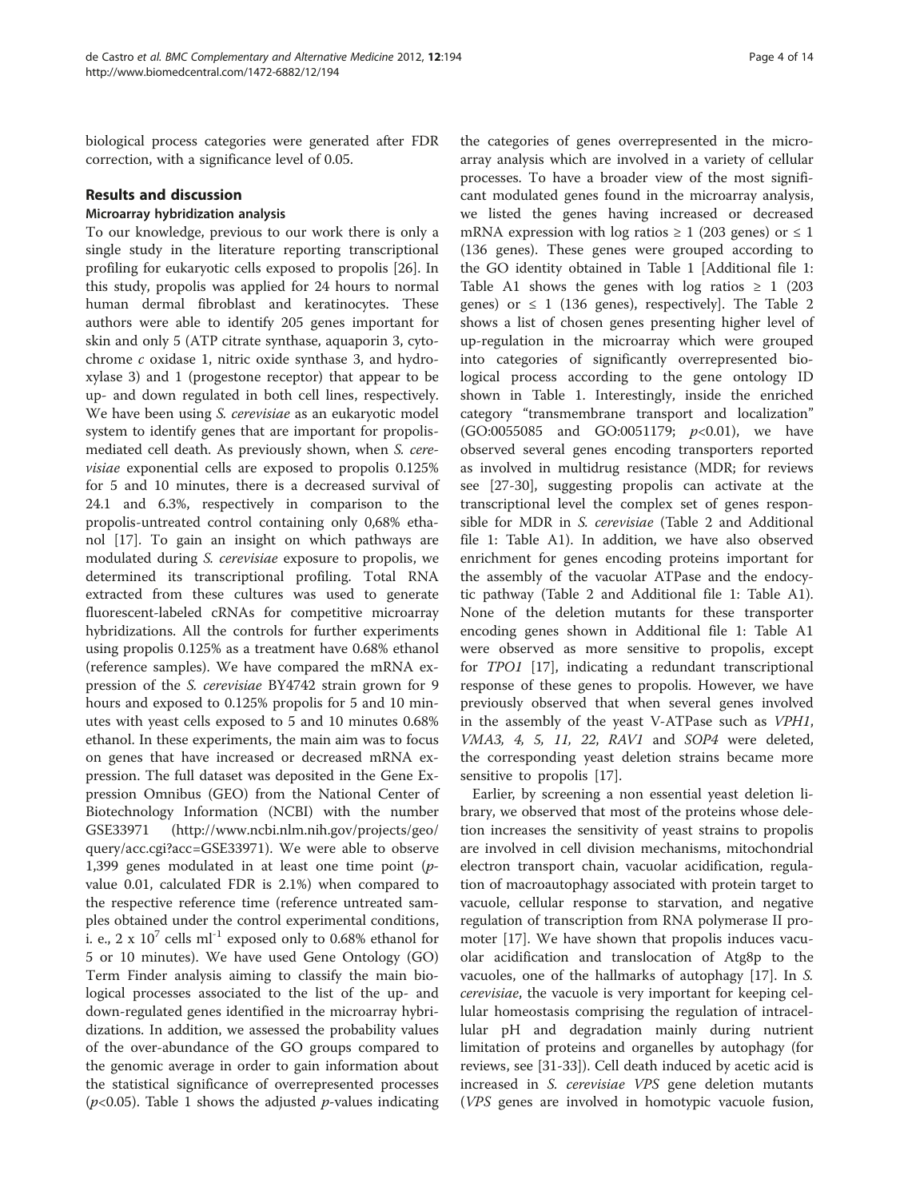biological process categories were generated after FDR correction, with a significance level of 0.05.

## Results and discussion

### Microarray hybridization analysis

To our knowledge, previous to our work there is only a single study in the literature reporting transcriptional profiling for eukaryotic cells exposed to propolis [26]. In this study, propolis was applied for 24 hours to normal human dermal fibroblast and keratinocytes. These authors were able to identify 205 genes important for skin and only 5 (ATP citrate synthase, aquaporin 3, cytochrome *c* oxidase 1, nitric oxide synthase 3, and hydroxylase 3) and 1 (progestone receptor) that appear to be up- and down regulated in both cell lines, respectively. We have been using *S. cerevisiae* as an eukaryotic model system to identify genes that are important for propolis-mediated cell death. As previously shown, when *S. cerevisiae* exponential cells are exposed to propolis 0.125% for 5 and 10 minutes, there is a decreased survival of 24.1 and 6.3%, respectively in comparison to the propolis-untreated control containing only 0,68% ethanol [17]. To gain an insight on which pathways are modulated during *S. cerevisiae* exposure to propolis, we determined its transcriptional profiling. Total RNA extracted from these cultures was used to generate fluorescent-labeled cRNAs for competitive microarray hybridizations. All the controls for further experiments using propolis 0.125% as a treatment have 0.68% ethanol (reference samples). We have compared the mRNA expression of the *S. cerevisiae* BY4742 strain grown for 9 hours and exposed to 0.125% propolis for 5 and 10 minutes with yeast cells exposed to 5 and 10 minutes 0.68% ethanol. In these experiments, the main aim was to focus on genes that have increased or decreased mRNA expression. The full dataset was deposited in the Gene Expression Omnibus (GEO) from the National Center of Biotechnology Information (NCBI) with the number GSE33971 (http://www.ncbi.nlm.nih.gov/projects/geo/query/acc.cgi?acc=GSE33971). We were able to observe 1,399 genes modulated in at least one time point (*p*-value 0.01, calculated FDR is 2.1%) when compared to the respective reference time (reference untreated samples obtained under the control experimental conditions, i. e., $2 \times 10^7$ cells $ml^{-1}$ exposed only to 0.68% ethanol for 5 or 10 minutes). We have used Gene Ontology (GO) Term Finder analysis aiming to classify the main biological processes associated to the list of the up- and down-regulated genes identified in the microarray hybridizations. In addition, we assessed the probability values of the over-abundance of the GO groups compared to the genomic average in order to gain information about the statistical significance of overrepresented processes ($p<0.05$). Table 1 shows the adjusted *p*-values indicating the categories of genes overrepresented in the microarray analysis which are involved in a variety of cellular processes. To have a broader view of the most significant modulated genes found in the microarray analysis, we listed the genes having increased or decreased mRNA expression with log ratios ≥ 1 (203 genes) or ≤ 1 (136 genes). These genes were grouped according to the GO identity obtained in Table 1 [Additional file 1: Table A1 shows the genes with log ratios ≥ 1 (203 genes) or ≤ 1 (136 genes), respectively]. The Table 2 shows a list of chosen genes presenting higher level of up-regulation in the microarray which were grouped into categories of significantly overrepresented biological process according to the gene ontology ID shown in Table 1. Interestingly, inside the enriched category "transmembrane transport and localization" (GO:0055085 and GO:0051179; $p<0.01$), we have observed several genes encoding transporters reported as involved in multidrug resistance (MDR; for reviews see [27-30], suggesting propolis can activate at the transcriptional level the complex set of genes responsible for MDR in *S. cerevisiae* (Table 2 and Additional file 1: Table A1). In addition, we have also observed enrichment for genes encoding proteins important for the assembly of the vacuolar ATPase and the endocytic pathway (Table 2 and Additional file 1: Table A1). None of the deletion mutants for these transporter encoding genes shown in Additional file 1: Table A1 were observed as more sensitive to propolis, except for *TPO1* [17], indicating a redundant transcriptional response of these genes to propolis. However, we have previously observed that when several genes involved in the assembly of the yeast V-ATPase such as *VPH1*, *VMA3, 4, 5, 11, 22*, *RAV1* and *SOP4* were deleted, the corresponding yeast deletion strains became more sensitive to propolis [17].

Earlier, by screening a non essential yeast deletion library, we observed that most of the proteins whose deletion increases the sensitivity of yeast strains to propolis are involved in cell division mechanisms, mitochondrial electron transport chain, vacuolar acidification, regulation of macroautophagy associated with protein target to vacuole, cellular response to starvation, and negative regulation of transcription from RNA polymerase II promoter [17]. We have shown that propolis induces vacuolar acidification and translocation of Atg8p to the vacuoles, one of the hallmarks of autophagy [17]. In *S. cerevisiae*, the vacuole is very important for keeping cellular homeostasis comprising the regulation of intracellular pH and degradation mainly during nutrient limitation of proteins and organelles by autophagy (for reviews, see [31-33]). Cell death induced by acetic acid is increased in *S. cerevisiae VPS* gene deletion mutants (*VPS* genes are involved in homotypic vacuole fusion,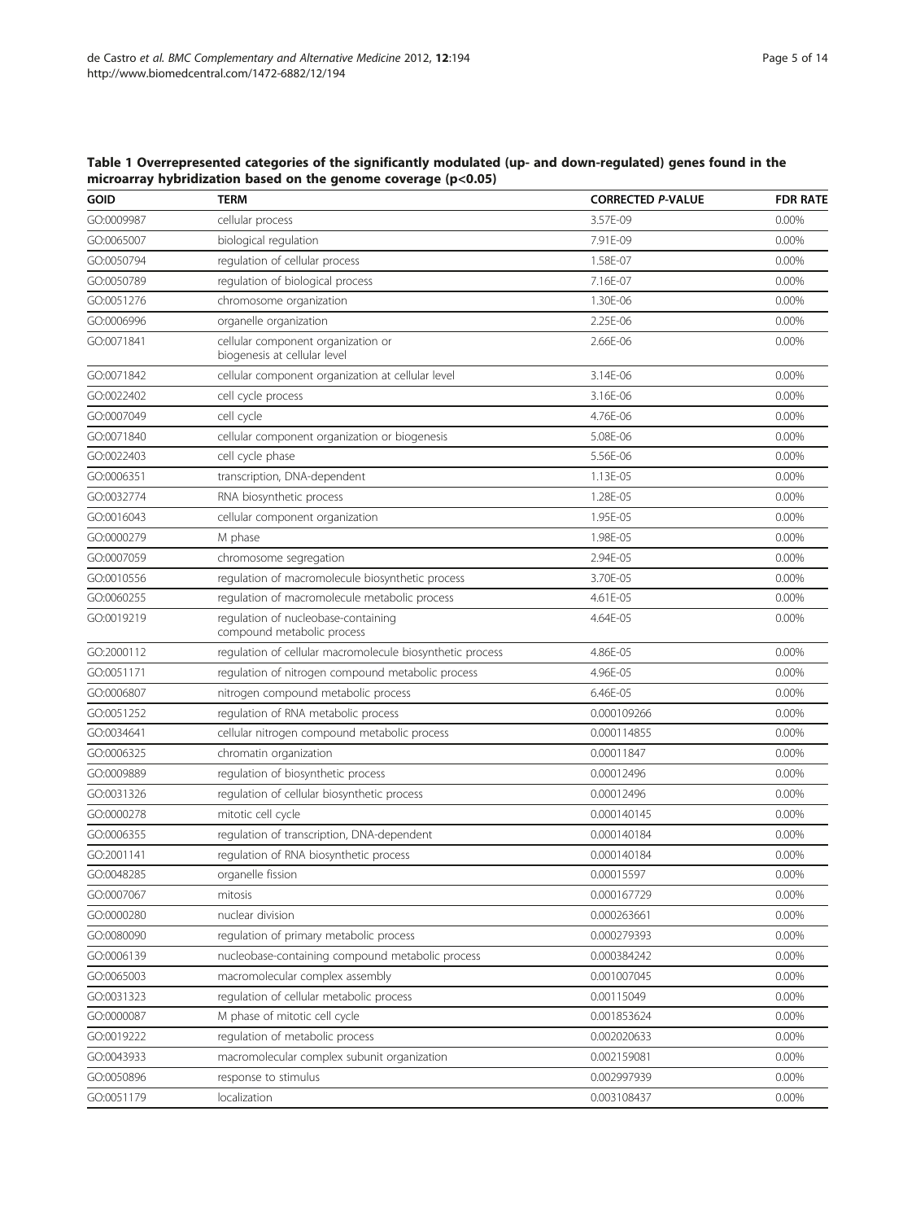**Table 1 Overrepresented categories of the significantly modulated (up- and down-regulated) genes found in the microarray hybridization based on the genome coverage ($p<0.05$)**

| GOID | TERM | CORRECTED *P*-VALUE | FDR RATE |
|---|---|---|---|
| GO:0009987 | cellular process | 3.57E-09 | 0.00% |
| GO:0065007 | biological regulation | 7.91E-09 | 0.00% |
| GO:0050794 | regulation of cellular process | 1.58E-07 | 0.00% |
| GO:0050789 | regulation of biological process | 7.16E-07 | 0.00% |
| GO:0051276 | chromosome organization | 1.30E-06 | 0.00% |
| GO:0006996 | organelle organization | 2.25E-06 | 0.00% |
| GO:0071841 | cellular component organization or biogenesis at cellular level | 2.66E-06 | 0.00% |
| GO:0071842 | cellular component organization at cellular level | 3.14E-06 | 0.00% |
| GO:0022402 | cell cycle process | 3.16E-06 | 0.00% |
| GO:0007049 | cell cycle | 4.76E-06 | 0.00% |
| GO:0071840 | cellular component organization or biogenesis | 5.08E-06 | 0.00% |
| GO:0022403 | cell cycle phase | 5.56E-06 | 0.00% |
| GO:0006351 | transcription, DNA-dependent | 1.13E-05 | 0.00% |
| GO:0032774 | RNA biosynthetic process | 1.28E-05 | 0.00% |
| GO:0016043 | cellular component organization | 1.95E-05 | 0.00% |
| GO:0000279 | M phase | 1.98E-05 | 0.00% |
| GO:0007059 | chromosome segregation | 2.94E-05 | 0.00% |
| GO:0010556 | regulation of macromolecule biosynthetic process | 3.70E-05 | 0.00% |
| GO:0060255 | regulation of macromolecule metabolic process | 4.61E-05 | 0.00% |
| GO:0019219 | regulation of nucleobase-containing compound metabolic process | 4.64E-05 | 0.00% |
| GO:2000112 | regulation of cellular macromolecule biosynthetic process | 4.86E-05 | 0.00% |
| GO:0051171 | regulation of nitrogen compound metabolic process | 4.96E-05 | 0.00% |
| GO:0006807 | nitrogen compound metabolic process | 6.46E-05 | 0.00% |
| GO:0051252 | regulation of RNA metabolic process | 0.000109266 | 0.00% |
| GO:0034641 | cellular nitrogen compound metabolic process | 0.000114855 | 0.00% |
| GO:0006325 | chromatin organization | 0.00011847 | 0.00% |
| GO:0009889 | regulation of biosynthetic process | 0.00012496 | 0.00% |
| GO:0031326 | regulation of cellular biosynthetic process | 0.00012496 | 0.00% |
| GO:0000278 | mitotic cell cycle | 0.000140145 | 0.00% |
| GO:0006355 | regulation of transcription, DNA-dependent | 0.000140184 | 0.00% |
| GO:2001141 | regulation of RNA biosynthetic process | 0.000140184 | 0.00% |
| GO:0048285 | organelle fission | 0.00015597 | 0.00% |
| GO:0007067 | mitosis | 0.000167729 | 0.00% |
| GO:0000280 | nuclear division | 0.000263661 | 0.00% |
| GO:0080090 | regulation of primary metabolic process | 0.000279393 | 0.00% |
| GO:0006139 | nucleobase-containing compound metabolic process | 0.000384242 | 0.00% |
| GO:0065003 | macromolecular complex assembly | 0.001007045 | 0.00% |
| GO:0031323 | regulation of cellular metabolic process | 0.00115049 | 0.00% |
| GO:0000087 | M phase of mitotic cell cycle | 0.001853624 | 0.00% |
| GO:0019222 | regulation of metabolic process | 0.002020633 | 0.00% |
| GO:0043933 | macromolecular complex subunit organization | 0.002159081 | 0.00% |
| GO:0050896 | response to stimulus | 0.002997939 | 0.00% |
| GO:0051179 | localization | 0.003108437 | 0.00% |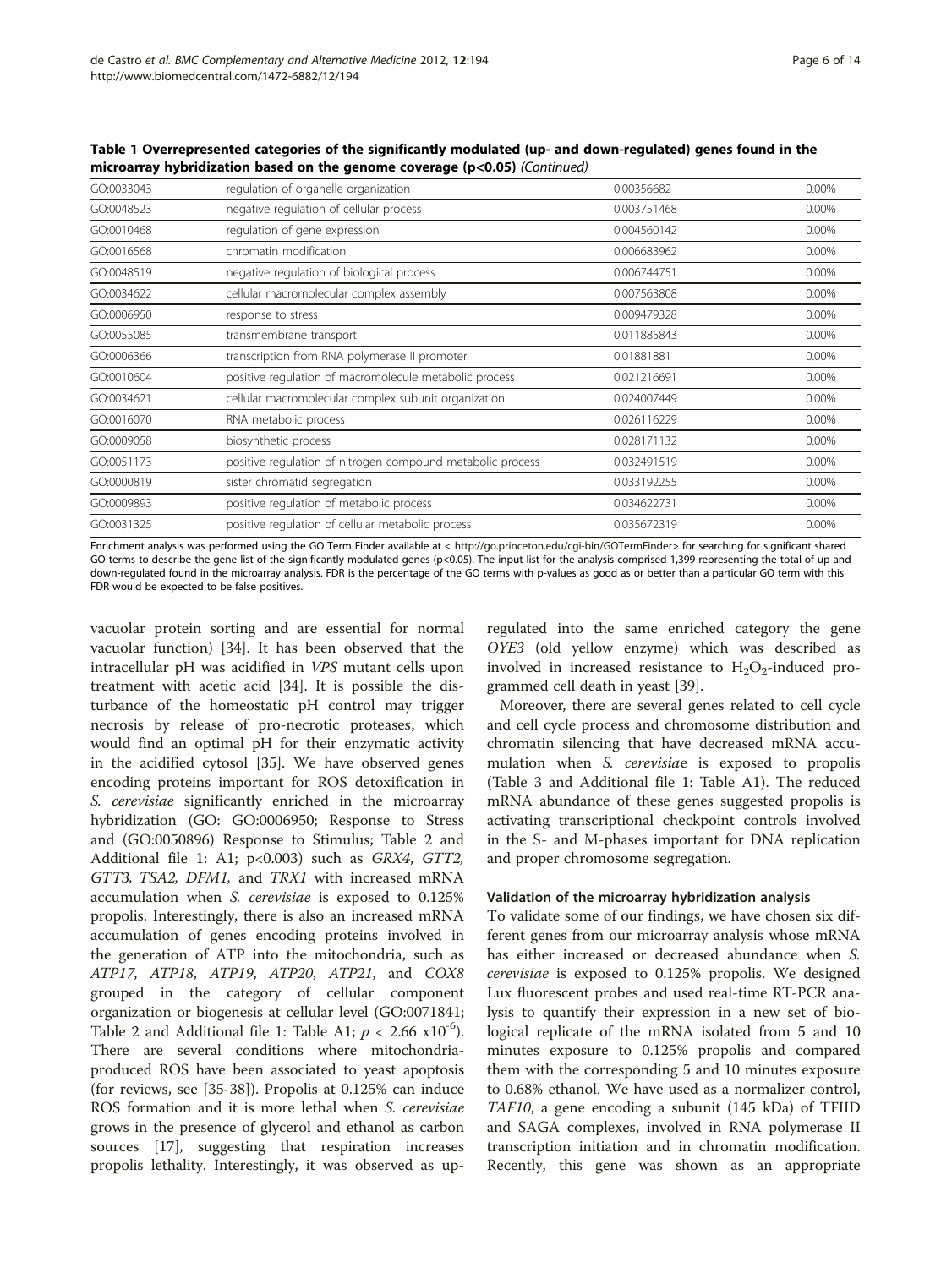**Table 1 Overrepresented categories of the significantly modulated (up- and down-regulated) genes found in the microarray hybridization based on the genome coverage (p<0.05)** *(Continued)*

| | | | |
|---|---|---|---|
| GO:0033043 | regulation of organelle organization | 0.00356682 | 0.00% |
| GO:0048523 | negative regulation of cellular process | 0.003751468 | 0.00% |
| GO:0010468 | regulation of gene expression | 0.004560142 | 0.00% |
| GO:0016568 | chromatin modification | 0.006683962 | 0.00% |
| GO:0048519 | negative regulation of biological process | 0.006744751 | 0.00% |
| GO:0034622 | cellular macromolecular complex assembly | 0.007563808 | 0.00% |
| GO:0006950 | response to stress | 0.009479328 | 0.00% |
| GO:0055085 | transmembrane transport | 0.011885843 | 0.00% |
| GO:0006366 | transcription from RNA polymerase II promoter | 0.01881881 | 0.00% |
| GO:0010604 | positive regulation of macromolecule metabolic process | 0.021216691 | 0.00% |
| GO:0034621 | cellular macromolecular complex subunit organization | 0.024007449 | 0.00% |
| GO:0016070 | RNA metabolic process | 0.026116229 | 0.00% |
| GO:0009058 | biosynthetic process | 0.028171132 | 0.00% |
| GO:0051173 | positive regulation of nitrogen compound metabolic process | 0.032491519 | 0.00% |
| GO:0000819 | sister chromatid segregation | 0.033192255 | 0.00% |
| GO:0009893 | positive regulation of metabolic process | 0.034622731 | 0.00% |
| GO:0031325 | positive regulation of cellular metabolic process | 0.035672319 | 0.00% |

Enrichment analysis was performed using the GO Term Finder available at < http://go.princeton.edu/cgi-bin/GOTermFinder> for searching for significant shared GO terms to describe the gene list of the significantly modulated genes (p<0.05). The input list for the analysis comprised 1,399 representing the total of up-and down-regulated found in the microarray analysis. FDR is the percentage of the GO terms with p-values as good as or better than a particular GO term with this FDR would be expected to be false positives.

vacuolar protein sorting and are essential for normal vacuolar function) [34]. It has been observed that the intracellular pH was acidified in *VPS* mutant cells upon treatment with acetic acid [34]. It is possible the disturbance of the homeostatic pH control may trigger necrosis by release of pro-necrotic proteases, which would find an optimal pH for their enzymatic activity in the acidified cytosol [35]. We have observed genes encoding proteins important for ROS detoxification in *S. cerevisiae* significantly enriched in the microarray hybridization (GO: GO:0006950; Response to Stress and (GO:0050896) Response to Stimulus; Table 2 and Additional file 1: A1; p<0.003) such as *GRX4, GTT2, GTT3, TSA2, DFM1,* and *TRX1* with increased mRNA accumulation when *S. cerevisiae* is exposed to 0.125% propolis. Interestingly, there is also an increased mRNA accumulation of genes encoding proteins involved in the generation of ATP into the mitochondria, such as *ATP17, ATP18, ATP19, ATP20, ATP21,* and *COX8* grouped in the category of cellular component organization or biogenesis at cellular level (GO:0071841; Table 2 and Additional file 1: Table A1; $p < 2.66 \times 10^{-6}$). There are several conditions where mitochondria-produced ROS have been associated to yeast apoptosis (for reviews, see [35-38]). Propolis at 0.125% can induce ROS formation and it is more lethal when *S. cerevisiae* grows in the presence of glycerol and ethanol as carbon sources [17], suggesting that respiration increases propolis lethality. Interestingly, it was observed as up-regulated into the same enriched category the gene *OYE3* (old yellow enzyme) which was described as involved in increased resistance to $H_2O_2$-induced programmed cell death in yeast [39].

Moreover, there are several genes related to cell cycle and cell cycle process and chromosome distribution and chromatin silencing that have decreased mRNA accumulation when *S. cerevisiae* is exposed to propolis (Table 3 and Additional file 1: Table A1). The reduced mRNA abundance of these genes suggested propolis is activating transcriptional checkpoint controls involved in the S- and M-phases important for DNA replication and proper chromosome segregation.

### Validation of the microarray hybridization analysis

To validate some of our findings, we have chosen six different genes from our microarray analysis whose mRNA has either increased or decreased abundance when *S. cerevisiae* is exposed to 0.125% propolis. We designed Lux fluorescent probes and used real-time RT-PCR analysis to quantify their expression in a new set of biological replicate of the mRNA isolated from 5 and 10 minutes exposure to 0.125% propolis and compared them with the corresponding 5 and 10 minutes exposure to 0.68% ethanol. We have used as a normalizer control, *TAF10*, a gene encoding a subunit (145 kDa) of TFIID and SAGA complexes, involved in RNA polymerase II transcription initiation and in chromatin modification. Recently, this gene was shown as an appropriate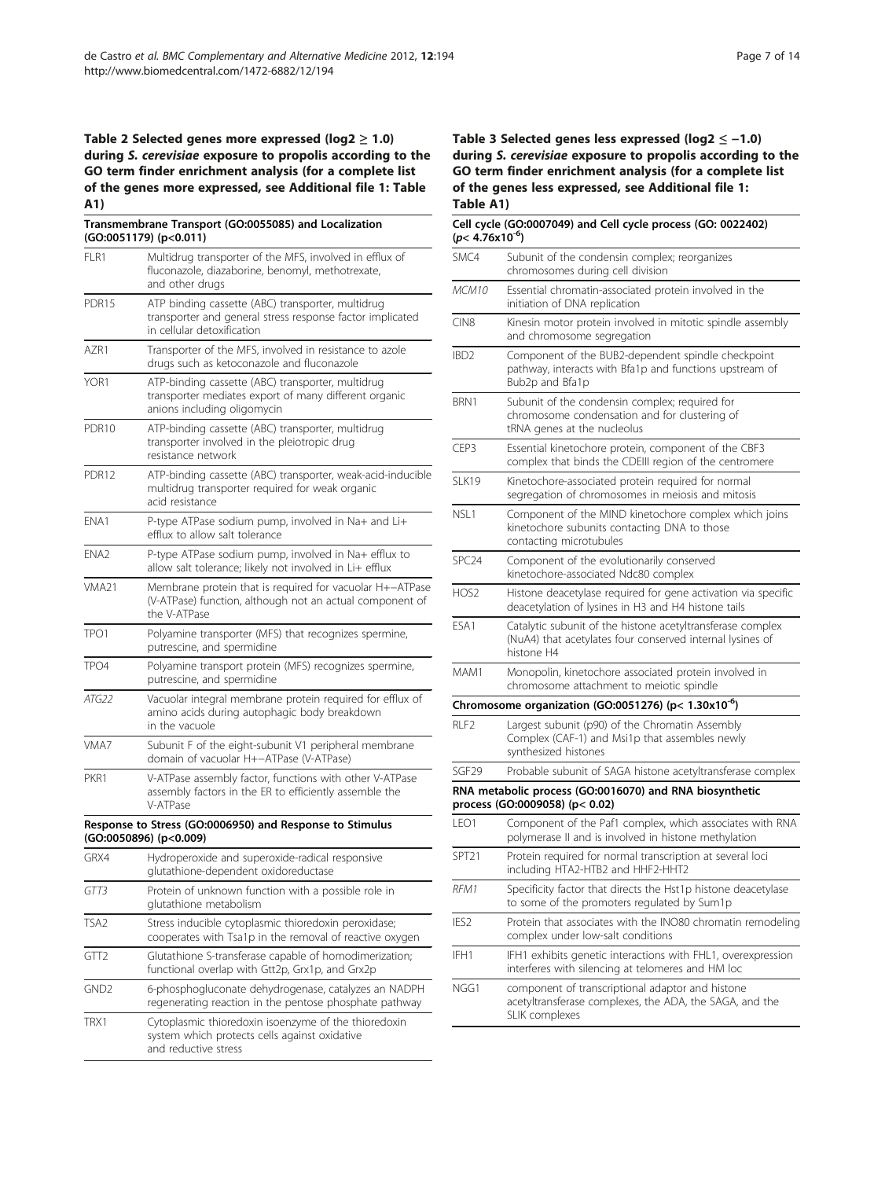**Table 2 Selected genes more expressed (log2 ≥ 1.0) during *S. cerevisiae* exposure to propolis according to the GO term finder enrichment analysis (for a complete list of the genes more expressed, see Additional file 1: Table A1)**

| Gene | Description |
|---|---|
| **Transmembrane Transport (GO:0055085) and Localization (GO:0051179) ($p<0.011$)** | |
| FLR1 | Multidrug transporter of the MFS, involved in efflux of fluconazole, diazaborine, benomyl, methotrexate, and other drugs |
| PDR15 | ATP binding cassette (ABC) transporter, multidrug transporter and general stress response factor implicated in cellular detoxification |
| AZR1 | Transporter of the MFS, involved in resistance to azole drugs such as ketoconazole and fluconazole |
| YOR1 | ATP-binding cassette (ABC) transporter, multidrug transporter mediates export of many different organic anions including oligomycin |
| PDR10 | ATP-binding cassette (ABC) transporter, multidrug transporter involved in the pleiotropic drug resistance network |
| PDR12 | ATP-binding cassette (ABC) transporter, weak-acid-inducible multidrug transporter required for weak organic acid resistance |
| ENA1 | P-type ATPase sodium pump, involved in $Na+$ and $Li+$ efflux to allow salt tolerance |
| ENA2 | P-type ATPase sodium pump, involved in $Na+$ efflux to allow salt tolerance; likely not involved in $Li+$ efflux |
| VMA21 | Membrane protein that is required for vacuolar H+−ATPase (V-ATPase) function, although not an actual component of the V-ATPase |
| TPO1 | Polyamine transporter (MFS) that recognizes spermine, putrescine, and spermidine |
| TPO4 | Polyamine transport protein (MFS) recognizes spermine, putrescine, and spermidine |
| *ATG22* | Vacuolar integral membrane protein required for efflux of amino acids during autophagic body breakdown in the vacuole |
| VMA7 | Subunit F of the eight-subunit V1 peripheral membrane domain of vacuolar H+−ATPase (V-ATPase) |
| PKR1 | V-ATPase assembly factor, functions with other V-ATPase assembly factors in the ER to efficiently assemble the V-ATPase |
| **Response to Stress (GO:0006950) and Response to Stimulus (GO:0050896) ($p<0.009$)** | |
| GRX4 | Hydroperoxide and superoxide-radical responsive glutathione-dependent oxidoreductase |
| *GTT3* | Protein of unknown function with a possible role in glutathione metabolism |
| TSA2 | Stress inducible cytoplasmic thioredoxin peroxidase; cooperates with Tsa1p in the removal of reactive oxygen |
| GTT2 | Glutathione S-transferase capable of homodimerization; functional overlap with Gtt2p, Grx1p, and Grx2p |
| GND2 | 6-phosphogluconate dehydrogenase, catalyzes an NADPH regenerating reaction in the pentose phosphate pathway |
| TRX1 | Cytoplasmic thioredoxin isoenzyme of the thioredoxin system which protects cells against oxidative and reductive stress |

**Table 3 Selected genes less expressed (log2 ≤ −1.0) during *S. cerevisiae* exposure to propolis according to the GO term finder enrichment analysis (for a complete list of the genes less expressed, see Additional file 1: Table A1)**

| Gene | Description |
|---|---|
| **Cell cycle (GO:0007049) and Cell cycle process (GO: 0022402) ($p< 4.76 \times 10^{-6}$)** | |
| SMC4 | Subunit of the condensin complex; reorganizes chromosomes during cell division |
| *MCM10* | Essential chromatin-associated protein involved in the initiation of DNA replication |
| CIN8 | Kinesin motor protein involved in mitotic spindle assembly and chromosome segregation |
| IBD2 | Component of the BUB2-dependent spindle checkpoint pathway, interacts with Bfa1p and functions upstream of Bub2p and Bfa1p |
| BRN1 | Subunit of the condensin complex; required for chromosome condensation and for clustering of tRNA genes at the nucleolus |
| CEP3 | Essential kinetochore protein, component of the CBF3 complex that binds the CDEIII region of the centromere |
| SLK19 | Kinetochore-associated protein required for normal segregation of chromosomes in meiosis and mitosis |
| NSL1 | Component of the MIND kinetochore complex which joins kinetochore subunits contacting DNA to those contacting microtubules |
| SPC24 | Component of the evolutionarily conserved kinetochore-associated Ndc80 complex |
| HOS2 | Histone deacetylase required for gene activation via specific deacetylation of lysines in H3 and H4 histone tails |
| ESA1 | Catalytic subunit of the histone acetyltransferase complex (NuA4) that acetylates four conserved internal lysines of histone H4 |
| MAM1 | Monopolin, kinetochore associated protein involved in chromosome attachment to meiotic spindle |
| **Chromosome organization (GO:0051276) ($p< 1.30 \times 10^{-6}$)** | |
| RLF2 | Largest subunit (p90) of the Chromatin Assembly Complex (CAF-1) and Msi1p that assembles newly synthesized histones |
| SGF29 | Probable subunit of SAGA histone acetyltransferase complex |
| **RNA metabolic process (GO:0016070) and RNA biosynthetic process (GO:0009058) ($p< 0.02$)** | |
| LEO1 | Component of the Paf1 complex, which associates with RNA polymerase II and is involved in histone methylation |
| SPT21 | Protein required for normal transcription at several loci including HTA2-HTB2 and HHF2-HHT2 |
| *RFM1* | Specificity factor that directs the Hst1p histone deacetylase to some of the promoters regulated by Sum1p |
| IES2 | Protein that associates with the INO80 chromatin remodeling complex under low-salt conditions |
| IFH1 | IFH1 exhibits genetic interactions with FHL1, overexpression interferes with silencing at telomeres and HM loc |
| NGG1 | component of transcriptional adaptor and histone acetyltransferase complexes, the ADA, the SAGA, and the SLIK complexes |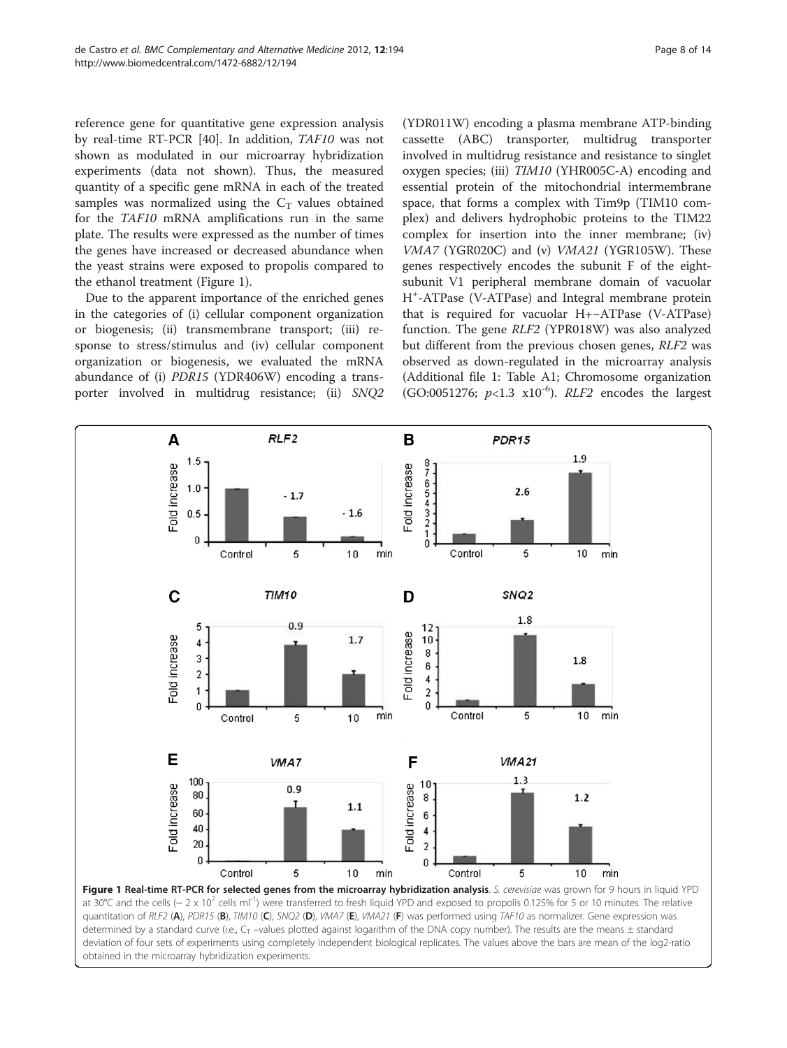reference gene for quantitative gene expression analysis by real-time RT-PCR [40]. In addition, *TAF10* was not shown as modulated in our microarray hybridization experiments (data not shown). Thus, the measured quantity of a specific gene mRNA in each of the treated samples was normalized using the $C_T$ values obtained for the *TAF10* mRNA amplifications run in the same plate. The results were expressed as the number of times the genes have increased or decreased abundance when the yeast strains were exposed to propolis compared to the ethanol treatment (Figure 1).

Due to the apparent importance of the enriched genes in the categories of (i) cellular component organization or biogenesis; (ii) transmembrane transport; (iii) response to stress/stimulus and (iv) cellular component organization or biogenesis, we evaluated the mRNA abundance of (i) *PDR15* (YDR406W) encoding a transporter involved in multidrug resistance; (ii) *SNQ2* (YDR011W) encoding a plasma membrane ATP-binding cassette (ABC) transporter, multidrug transporter involved in multidrug resistance and resistance to singlet oxygen species; (iii) *TIM10* (YHR005C-A) encoding and essential protein of the mitochondrial intermembrane space, that forms a complex with Tim9p (TIM10 complex) and delivers hydrophobic proteins to the TIM22 complex for insertion into the inner membrane; (iv) *VMA7* (YGR020C) and (v) *VMA21* (YGR105W). These genes respectively encodes the subunit F of the eight-subunit V1 peripheral membrane domain of vacuolar $H^+$-ATPase (V-ATPase) and Integral membrane protein that is required for vacuolar H+−ATPase (V-ATPase) function. The gene *RLF2* (YPR018W) was also analyzed but different from the previous chosen genes, *RLF2* was observed as down-regulated in the microarray analysis (Additional file 1: Table A1; Chromosome organization (GO:0051276; $p<1.3 \times 10^{-6}$). *RLF2* encodes the largest

**Figure 1 Real-time RT-PCR for selected genes from the microarray hybridization analysis**. *S. cerevisiae* was grown for 9 hours in liquid YPD at 30°C and the cells (~ 2 x $10^7$ cells $ml^{-1}$) were transferred to fresh liquid YPD and exposed to propolis 0.125% for 5 or 10 minutes. The relative quantitation of *RLF2* (**A**), *PDR15* (**B**), *TIM10* (**C**), *SNQ2* (**D**), *VMA7* (**E**), *VMA21* (**F**) was performed using *TAF10* as normalizer. Gene expression was determined by a standard curve (i.e., $C_T$ –values plotted against logarithm of the DNA copy number). The results are the means ± standard deviation of four sets of experiments using completely independent biological replicates. The values above the bars are mean of the log2-ratio obtained in the microarray hybridization experiments.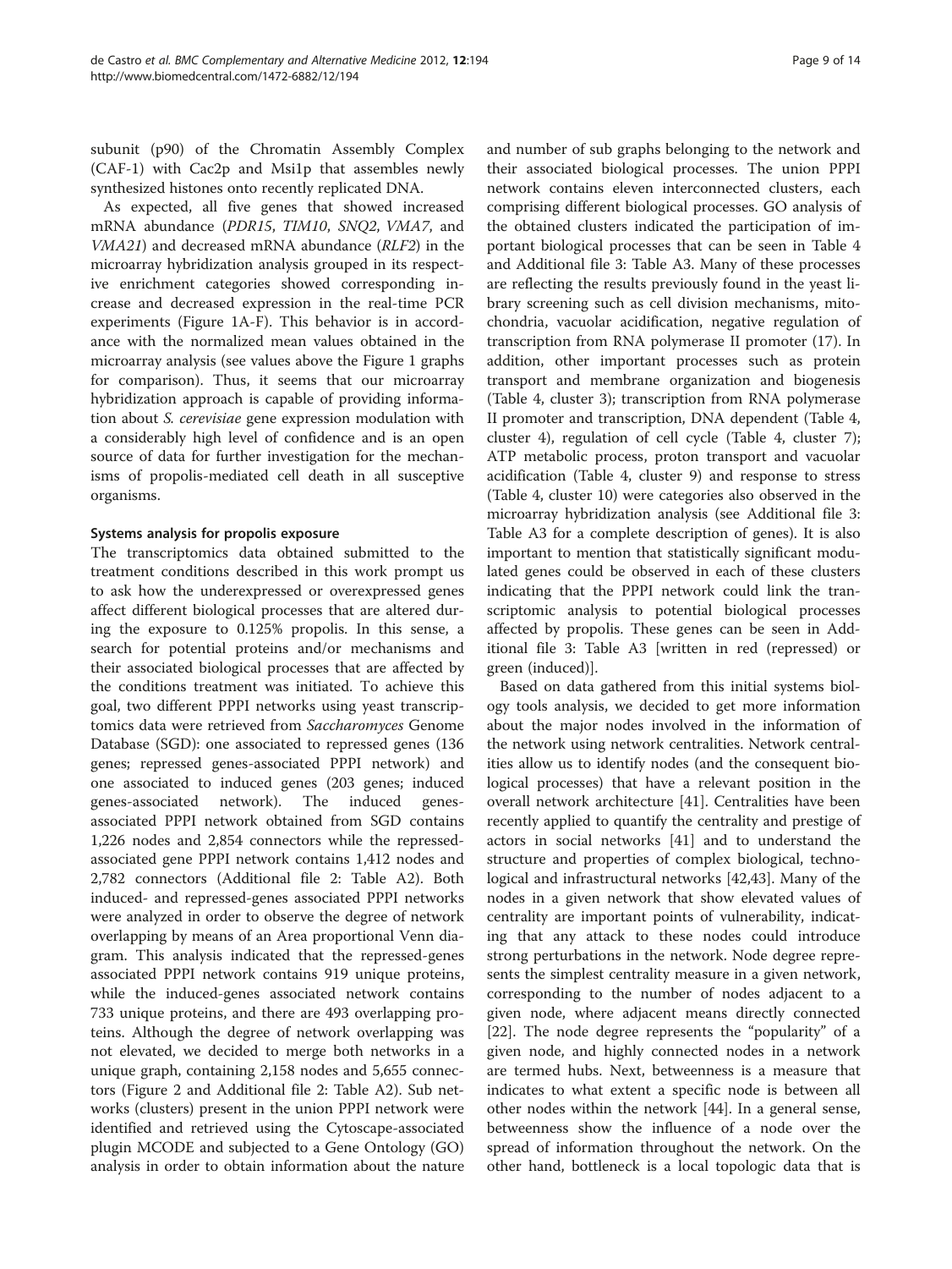subunit (p90) of the Chromatin Assembly Complex (CAF-1) with Cac2p and Msi1p that assembles newly synthesized histones onto recently replicated DNA.

As expected, all five genes that showed increased mRNA abundance (*PDR15*, *TIM10*, *SNQ2*, *VMA7*, and *VMA21*) and decreased mRNA abundance (*RLF2*) in the microarray hybridization analysis grouped in its respective enrichment categories showed corresponding increase and decreased expression in the real-time PCR experiments (Figure 1A-F). This behavior is in accordance with the normalized mean values obtained in the microarray analysis (see values above the Figure 1 graphs for comparison). Thus, it seems that our microarray hybridization approach is capable of providing information about *S. cerevisiae* gene expression modulation with a considerably high level of confidence and is an open source of data for further investigation for the mechanisms of propolis-mediated cell death in all susceptive organisms.

### Systems analysis for propolis exposure

The transcriptomics data obtained submitted to the treatment conditions described in this work prompt us to ask how the underexpressed or overexpressed genes affect different biological processes that are altered during the exposure to 0.125% propolis. In this sense, a search for potential proteins and/or mechanisms and their associated biological processes that are affected by the conditions treatment was initiated. To achieve this goal, two different PPPI networks using yeast transcriptomics data were retrieved from *Saccharomyces* Genome Database (SGD): one associated to repressed genes (136 genes; repressed genes-associated PPPI network) and one associated to induced genes (203 genes; induced genes-associated network). The induced genes-associated PPPI network obtained from SGD contains 1,226 nodes and 2,854 connectors while the repressed-associated gene PPPI network contains 1,412 nodes and 2,782 connectors (Additional file 2: Table A2). Both induced- and repressed-genes associated PPPI networks were analyzed in order to observe the degree of network overlapping by means of an Area proportional Venn diagram. This analysis indicated that the repressed-genes associated PPPI network contains 919 unique proteins, while the induced-genes associated network contains 733 unique proteins, and there are 493 overlapping proteins. Although the degree of network overlapping was not elevated, we decided to merge both networks in a unique graph, containing 2,158 nodes and 5,655 connectors (Figure 2 and Additional file 2: Table A2). Sub networks (clusters) present in the union PPPI network were identified and retrieved using the Cytoscape-associated plugin MCODE and subjected to a Gene Ontology (GO) analysis in order to obtain information about the nature and number of sub graphs belonging to the network and their associated biological processes. The union PPPI network contains eleven interconnected clusters, each comprising different biological processes. GO analysis of the obtained clusters indicated the participation of important biological processes that can be seen in Table 4 and Additional file 3: Table A3. Many of these processes are reflecting the results previously found in the yeast library screening such as cell division mechanisms, mitochondria, vacuolar acidification, negative regulation of transcription from RNA polymerase II promoter (17). In addition, other important processes such as protein transport and membrane organization and biogenesis (Table 4, cluster 3); transcription from RNA polymerase II promoter and transcription, DNA dependent (Table 4, cluster 4), regulation of cell cycle (Table 4, cluster 7); ATP metabolic process, proton transport and vacuolar acidification (Table 4, cluster 9) and response to stress (Table 4, cluster 10) were categories also observed in the microarray hybridization analysis (see Additional file 3: Table A3 for a complete description of genes). It is also important to mention that statistically significant modulated genes could be observed in each of these clusters indicating that the PPPI network could link the transcriptomic analysis to potential biological processes affected by propolis. These genes can be seen in Additional file 3: Table A3 [written in red (repressed) or green (induced)].

Based on data gathered from this initial systems biology tools analysis, we decided to get more information about the major nodes involved in the information of the network using network centralities. Network centralities allow us to identify nodes (and the consequent biological processes) that have a relevant position in the overall network architecture [41]. Centralities have been recently applied to quantify the centrality and prestige of actors in social networks [41] and to understand the structure and properties of complex biological, technological and infrastructural networks [42,43]. Many of the nodes in a given network that show elevated values of centrality are important points of vulnerability, indicating that any attack to these nodes could introduce strong perturbations in the network. Node degree represents the simplest centrality measure in a given network, corresponding to the number of nodes adjacent to a given node, where adjacent means directly connected [22]. The node degree represents the "popularity" of a given node, and highly connected nodes in a network are termed hubs. Next, betweenness is a measure that indicates to what extent a specific node is between all other nodes within the network [44]. In a general sense, betweenness show the influence of a node over the spread of information throughout the network. On the other hand, bottleneck is a local topologic data that is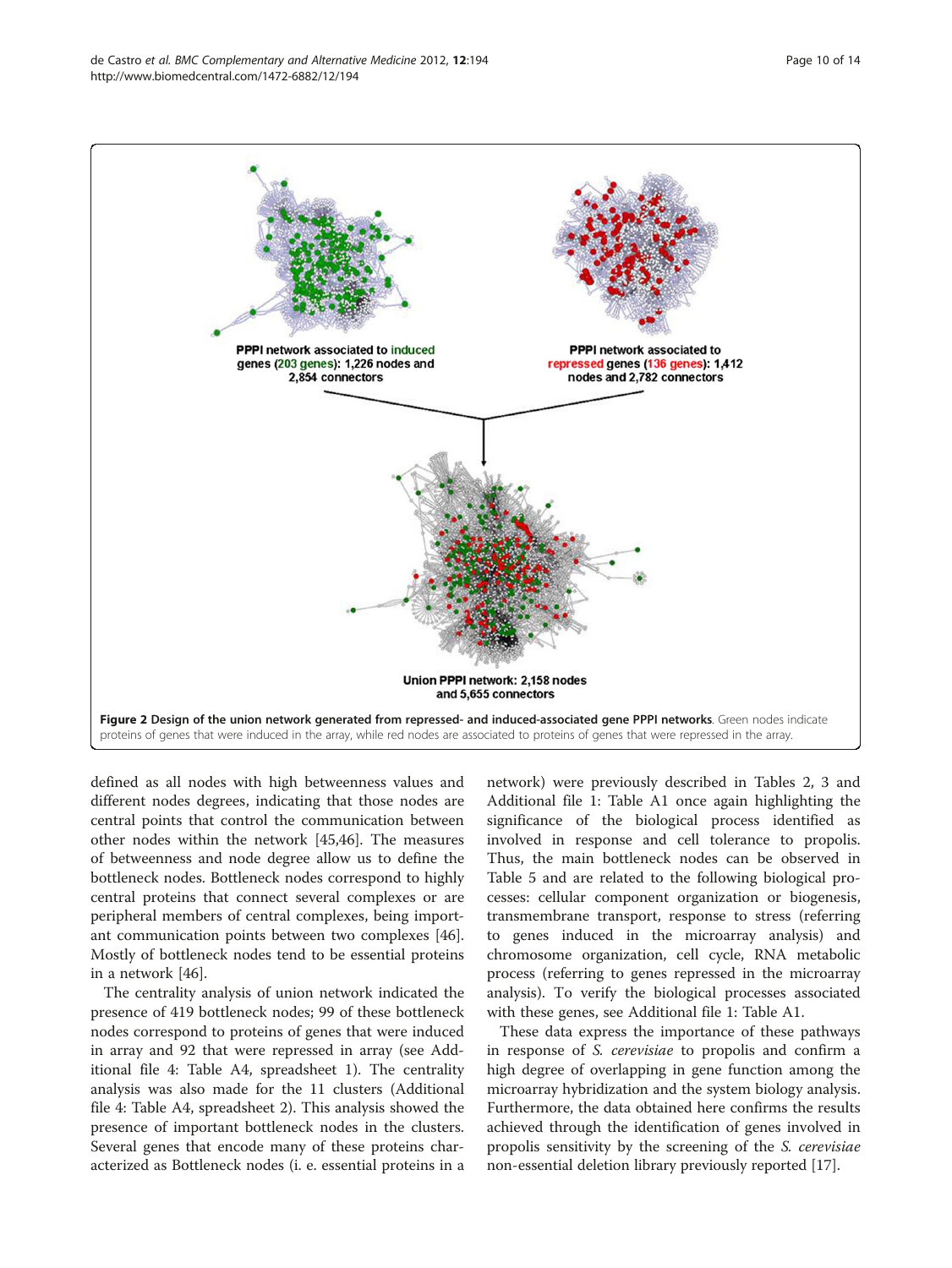PPPI network associated to induced genes (203 genes): 1,226 nodes and 2,854 connectors

PPPI network associated to repressed genes (136 genes): 1,412 nodes and 2,782 connectors

Union PPPI network: 2,158 nodes and 5,655 connectors

**Figure 2 Design of the union network generated from repressed- and induced-associated gene PPPI networks**. Green nodes indicate proteins of genes that were induced in the array, while red nodes are associated to proteins of genes that were repressed in the array.

defined as all nodes with high betweenness values and different nodes degrees, indicating that those nodes are central points that control the communication between other nodes within the network [45,46]. The measures of betweenness and node degree allow us to define the bottleneck nodes. Bottleneck nodes correspond to highly central proteins that connect several complexes or are peripheral members of central complexes, being important communication points between two complexes [46]. Mostly of bottleneck nodes tend to be essential proteins in a network [46].

The centrality analysis of union network indicated the presence of 419 bottleneck nodes; 99 of these bottleneck nodes correspond to proteins of genes that were induced in array and 92 that were repressed in array (see Additional file 4: Table A4, spreadsheet 1). The centrality analysis was also made for the 11 clusters (Additional file 4: Table A4, spreadsheet 2). This analysis showed the presence of important bottleneck nodes in the clusters. Several genes that encode many of these proteins characterized as Bottleneck nodes (i. e. essential proteins in a network) were previously described in Tables 2, 3 and Additional file 1: Table A1 once again highlighting the significance of the biological process identified as involved in response and cell tolerance to propolis. Thus, the main bottleneck nodes can be observed in Table 5 and are related to the following biological processes: cellular component organization or biogenesis, transmembrane transport, response to stress (referring to genes induced in the microarray analysis) and chromosome organization, cell cycle, RNA metabolic process (referring to genes repressed in the microarray analysis). To verify the biological processes associated with these genes, see Additional file 1: Table A1.

These data express the importance of these pathways in response of *S. cerevisiae* to propolis and confirm a high degree of overlapping in gene function among the microarray hybridization and the system biology analysis. Furthermore, the data obtained here confirms the results achieved through the identification of genes involved in propolis sensitivity by the screening of the *S. cerevisiae* non-essential deletion library previously reported [17].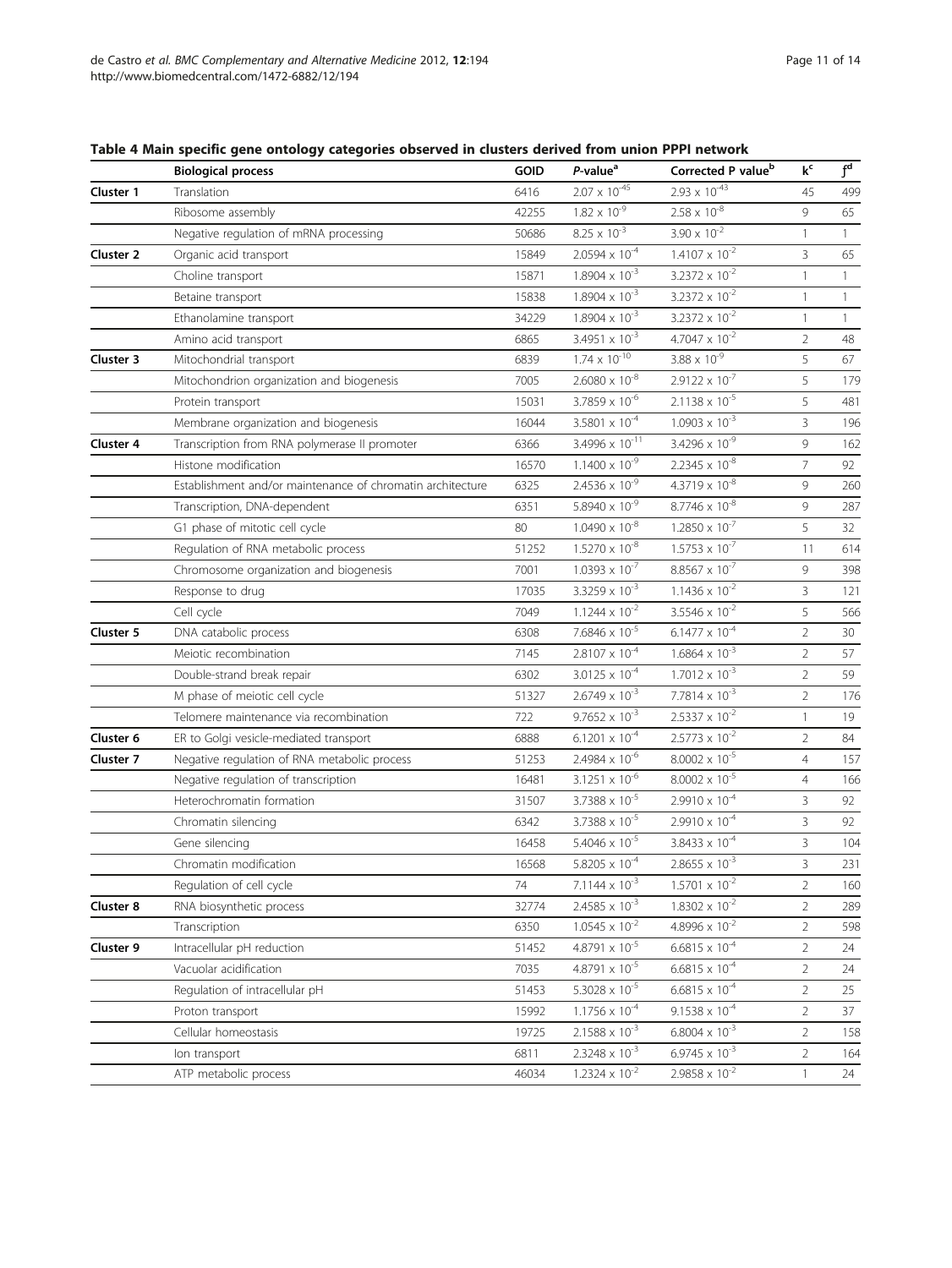**Table 4 Main specific gene ontology categories observed in clusters derived from union PPPI network**

| | Biological process | GOID | *P*-value[a] | Corrected P value[b] | k[c] | f[d] |
|---|---|---|---|---|---|---|
| **Cluster 1** | Translation | 6416 | $2.07 \times 10^{-45}$ | $2.93 \times 10^{-43}$ | 45 | 499 |
| | Ribosome assembly | 42255 | $1.82 \times 10^{-9}$ | $2.58 \times 10^{-8}$ | 9 | 65 |
| | Negative regulation of mRNA processing | 50686 | $8.25 \times 10^{-3}$ | $3.90 \times 10^{-2}$ | 1 | 1 |
| **Cluster 2** | Organic acid transport | 15849 | $2.0594 \times 10^{-4}$ | $1.4107 \times 10^{-2}$ | 3 | 65 |
| | Choline transport | 15871 | $1.8904 \times 10^{-3}$ | $3.2372 \times 10^{-2}$ | 1 | 1 |
| | Betaine transport | 15838 | $1.8904 \times 10^{-3}$ | $3.2372 \times 10^{-2}$ | 1 | 1 |
| | Ethanolamine transport | 34229 | $1.8904 \times 10^{-3}$ | $3.2372 \times 10^{-2}$ | 1 | 1 |
| | Amino acid transport | 6865 | $3.4951 \times 10^{-3}$ | $4.7047 \times 10^{-2}$ | 2 | 48 |
| **Cluster 3** | Mitochondrial transport | 6839 | $1.74 \times 10^{-10}$ | $3.88 \times 10^{-9}$ | 5 | 67 |
| | Mitochondrion organization and biogenesis | 7005 | $2.6080 \times 10^{-8}$ | $2.9122 \times 10^{-7}$ | 5 | 179 |
| | Protein transport | 15031 | $3.7859 \times 10^{-6}$ | $2.1138 \times 10^{-5}$ | 5 | 481 |
| | Membrane organization and biogenesis | 16044 | $3.5801 \times 10^{-4}$ | $1.0903 \times 10^{-3}$ | 3 | 196 |
| **Cluster 4** | Transcription from RNA polymerase II promoter | 6366 | $3.4996 \times 10^{-11}$ | $3.4296 \times 10^{-9}$ | 9 | 162 |
| | Histone modification | 16570 | $1.1400 \times 10^{-9}$ | $2.2345 \times 10^{-8}$ | 7 | 92 |
| | Establishment and/or maintenance of chromatin architecture | 6325 | $2.4536 \times 10^{-9}$ | $4.3719 \times 10^{-8}$ | 9 | 260 |
| | Transcription, DNA-dependent | 6351 | $5.8940 \times 10^{-9}$ | $8.7746 \times 10^{-8}$ | 9 | 287 |
| | G1 phase of mitotic cell cycle | 80 | $1.0490 \times 10^{-8}$ | $1.2850 \times 10^{-7}$ | 5 | 32 |
| | Regulation of RNA metabolic process | 51252 | $1.5270 \times 10^{-8}$ | $1.5753 \times 10^{-7}$ | 11 | 614 |
| | Chromosome organization and biogenesis | 7001 | $1.0393 \times 10^{-7}$ | $8.8567 \times 10^{-7}$ | 9 | 398 |
| | Response to drug | 17035 | $3.3259 \times 10^{-3}$ | $1.1436 \times 10^{-2}$ | 3 | 121 |
| | Cell cycle | 7049 | $1.1244 \times 10^{-2}$ | $3.5546 \times 10^{-2}$ | 5 | 566 |
| **Cluster 5** | DNA catabolic process | 6308 | $7.6846 \times 10^{-5}$ | $6.1477 \times 10^{-4}$ | 2 | 30 |
| | Meiotic recombination | 7145 | $2.8107 \times 10^{-4}$ | $1.6864 \times 10^{-3}$ | 2 | 57 |
| | Double-strand break repair | 6302 | $3.0125 \times 10^{-4}$ | $1.7012 \times 10^{-3}$ | 2 | 59 |
| | M phase of meiotic cell cycle | 51327 | $2.6749 \times 10^{-3}$ | $7.7814 \times 10^{-3}$ | 2 | 176 |
| | Telomere maintenance via recombination | 722 | $9.7652 \times 10^{-3}$ | $2.5337 \times 10^{-2}$ | 1 | 19 |
| **Cluster 6** | ER to Golgi vesicle-mediated transport | 6888 | $6.1201 \times 10^{-4}$ | $2.5773 \times 10^{-2}$ | 2 | 84 |
| **Cluster 7** | Negative regulation of RNA metabolic process | 51253 | $2.4984 \times 10^{-6}$ | $8.0002 \times 10^{-5}$ | 4 | 157 |
| | Negative regulation of transcription | 16481 | $3.1251 \times 10^{-6}$ | $8.0002 \times 10^{-5}$ | 4 | 166 |
| | Heterochromatin formation | 31507 | $3.7388 \times 10^{-5}$ | $2.9910 \times 10^{-4}$ | 3 | 92 |
| | Chromatin silencing | 6342 | $3.7388 \times 10^{-5}$ | $2.9910 \times 10^{-4}$ | 3 | 92 |
| | Gene silencing | 16458 | $5.4046 \times 10^{-5}$ | $3.8433 \times 10^{-4}$ | 3 | 104 |
| | Chromatin modification | 16568 | $5.8205 \times 10^{-4}$ | $2.8655 \times 10^{-3}$ | 3 | 231 |
| | Regulation of cell cycle | 74 | $7.1144 \times 10^{-3}$ | $1.5701 \times 10^{-2}$ | 2 | 160 |
| **Cluster 8** | RNA biosynthetic process | 32774 | $2.4585 \times 10^{-3}$ | $1.8302 \times 10^{-2}$ | 2 | 289 |
| | Transcription | 6350 | $1.0545 \times 10^{-2}$ | $4.8996 \times 10^{-2}$ | 2 | 598 |
| **Cluster 9** | Intracellular pH reduction | 51452 | $4.8791 \times 10^{-5}$ | $6.6815 \times 10^{-4}$ | 2 | 24 |
| | Vacuolar acidification | 7035 | $4.8791 \times 10^{-5}$ | $6.6815 \times 10^{-4}$ | 2 | 24 |
| | Regulation of intracellular pH | 51453 | $5.3028 \times 10^{-5}$ | $6.6815 \times 10^{-4}$ | 2 | 25 |
| | Proton transport | 15992 | $1.1756 \times 10^{-4}$ | $9.1538 \times 10^{-4}$ | 2 | 37 |
| | Cellular homeostasis | 19725 | $2.1588 \times 10^{-3}$ | $6.8004 \times 10^{-3}$ | 2 | 158 |
| | Ion transport | 6811 | $2.3248 \times 10^{-3}$ | $6.9745 \times 10^{-3}$ | 2 | 164 |
| | ATP metabolic process | 46034 | $1.2324 \times 10^{-2}$ | $2.9858 \times 10^{-2}$ | 1 | 24 |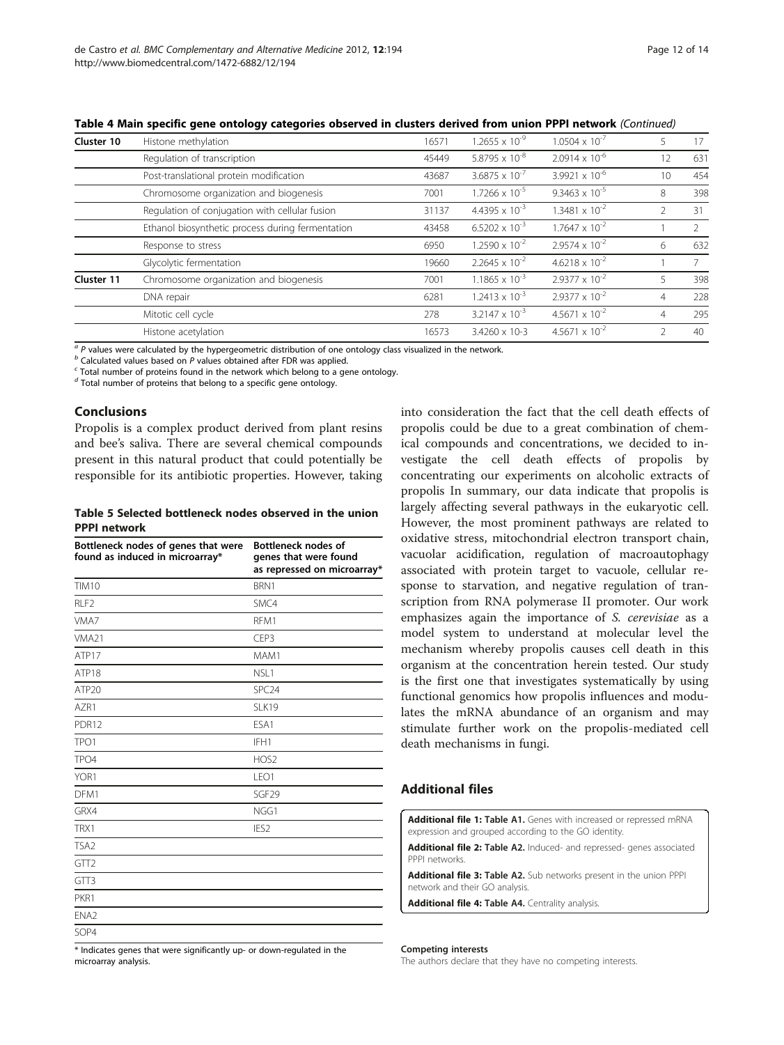**Table 4 Main specific gene ontology categories observed in clusters derived from union PPPI network** *(Continued)*

| | | | | | | |
|---|---|---|---|---|---|---|
| **Cluster 10** | Histone methylation | 16571 | $1.2655 \times 10^{-9}$ | $1.0504 \times 10^{-7}$ | 5 | 17 |
| | Regulation of transcription | 45449 | $5.8795 \times 10^{-8}$ | $2.0914 \times 10^{-6}$ | 12 | 631 |
| | Post-translational protein modification | 43687 | $3.6875 \times 10^{-7}$ | $3.9921 \times 10^{-6}$ | 10 | 454 |
| | Chromosome organization and biogenesis | 7001 | $1.7266 \times 10^{-5}$ | $9.3463 \times 10^{-5}$ | 8 | 398 |
| | Regulation of conjugation with cellular fusion | 31137 | $4.4395 \times 10^{-3}$ | $1.3481 \times 10^{-2}$ | 2 | 31 |
| | Ethanol biosynthetic process during fermentation | 43458 | $6.5202 \times 10^{-3}$ | $1.7647 \times 10^{-2}$ | 1 | 2 |
| | Response to stress | 6950 | $1.2590 \times 10^{-2}$ | $2.9574 \times 10^{-2}$ | 6 | 632 |
| | Glycolytic fermentation | 19660 | $2.2645 \times 10^{-2}$ | $4.6218 \times 10^{-2}$ | 1 | 7 |
| **Cluster 11** | Chromosome organization and biogenesis | 7001 | $1.1865 \times 10^{-3}$ | $2.9377 \times 10^{-2}$ | 5 | 398 |
| | DNA repair | 6281 | $1.2413 \times 10^{-3}$ | $2.9377 \times 10^{-2}$ | 4 | 228 |
| | Mitotic cell cycle | 278 | $3.2147 \times 10^{-3}$ | $4.5671 \times 10^{-2}$ | 4 | 295 |
| | Histone acetylation | 16573 | 3.4260 x 10-3 | $4.5671 \times 10^{-2}$ | 2 | 40 |

[a] *P* values were calculated by the hypergeometric distribution of one ontology class visualized in the network.
[b] Calculated values based on *P* values obtained after FDR was applied.
[c] Total number of proteins found in the network which belong to a gene ontology.
[d] Total number of proteins that belong to a specific gene ontology.

## Conclusions

Propolis is a complex product derived from plant resins and bee's saliva. There are several chemical compounds present in this natural product that could potentially be responsible for its antibiotic properties. However, taking into consideration the fact that the cell death effects of propolis could be due to a great combination of chemical compounds and concentrations, we decided to investigate the cell death effects of propolis by concentrating our experiments on alcoholic extracts of propolis In summary, our data indicate that propolis is largely affecting several pathways in the eukaryotic cell. However, the most prominent pathways are related to oxidative stress, mitochondrial electron transport chain, vacuolar acidification, regulation of macroautophagy associated with protein target to vacuole, cellular response to starvation, and negative regulation of transcription from RNA polymerase II promoter. Our work emphasizes again the importance of *S. cerevisiae* as a model system to understand at molecular level the mechanism whereby propolis causes cell death in this organism at the concentration herein tested. Our study is the first one that investigates systematically by using functional genomics how propolis influences and modulates the mRNA abundance of an organism and may stimulate further work on the propolis-mediated cell death mechanisms in fungi.

**Table 5 Selected bottleneck nodes observed in the union PPPI network**

| Bottleneck nodes of genes that were found as induced in microarray* | Bottleneck nodes of genes that were found as repressed on microarray* |
|---|---|
| TIM10 | BRN1 |
| RLF2 | SMC4 |
| VMA7 | RFM1 |
| VMA21 | CEP3 |
| ATP17 | MAM1 |
| ATP18 | NSL1 |
| ATP20 | SPC24 |
| AZR1 | SLK19 |
| PDR12 | ESA1 |
| TPO1 | IFH1 |
| TPO4 | HOS2 |
| YOR1 | LEO1 |
| DFM1 | SGF29 |
| GRX4 | NGG1 |
| TRX1 | IES2 |
| TSA2 | |
| GTT2 | |
| GTT3 | |
| PKR1 | |
| ENA2 | |
| SOP4 | |

* Indicates genes that were significantly up- or down-regulated in the microarray analysis.

## Additional files

**Additional file 1: Table A1.** Genes with increased or repressed mRNA expression and grouped according to the GO identity.

**Additional file 2: Table A2.** Induced- and repressed- genes associated PPPI networks.

**Additional file 3: Table A2.** Sub networks present in the union PPPI network and their GO analysis.

**Additional file 4: Table A4.** Centrality analysis.

#### Competing interests
The authors declare that they have no competing interests.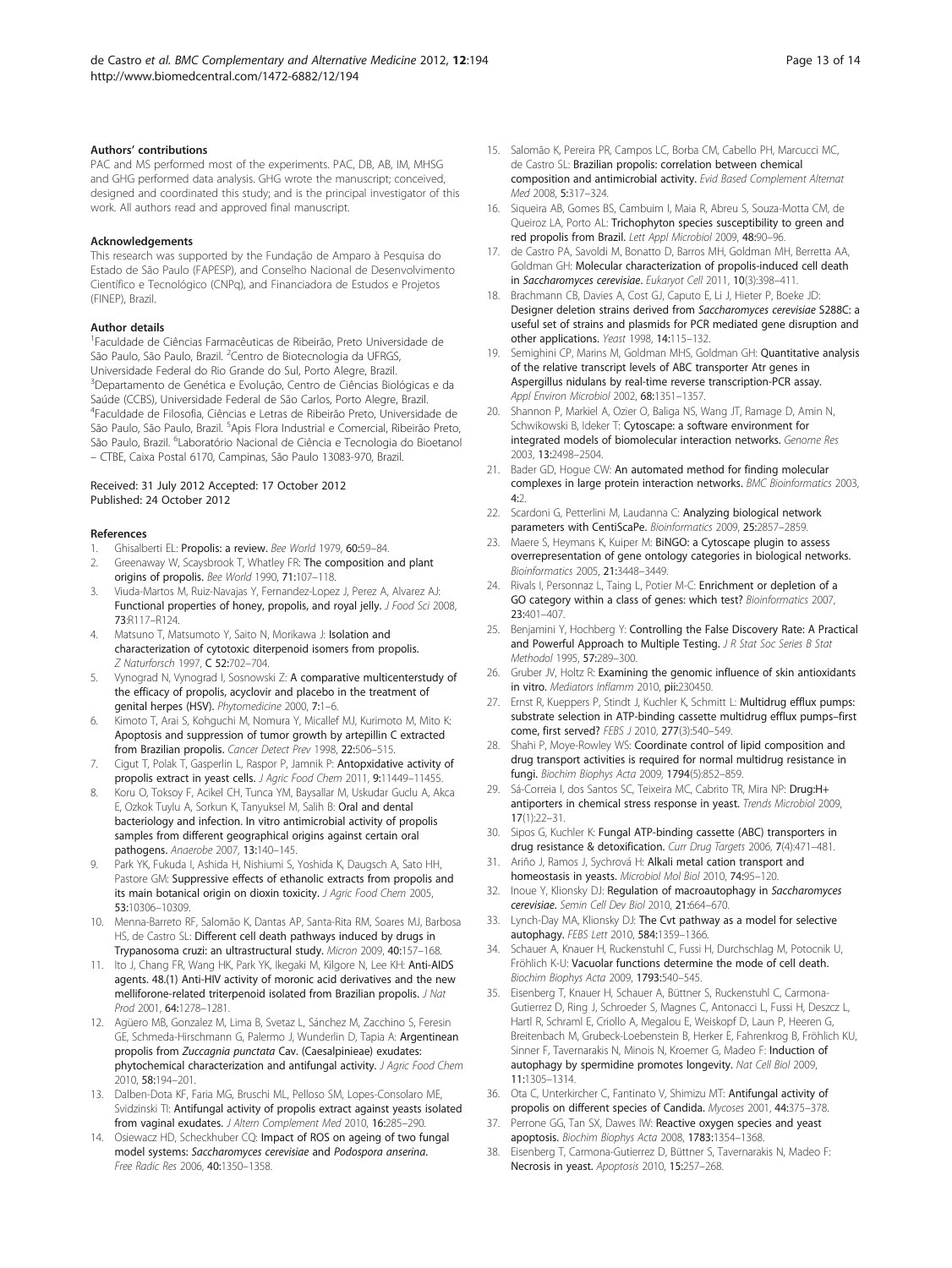### Authors' contributions

PAC and MS performed most of the experiments. PAC, DB, AB, IM, MHSG and GHG performed data analysis. GHG wrote the manuscript; conceived, designed and coordinated this study; and is the principal investigator of this work. All authors read and approved final manuscript.

### Acknowledgements

This research was supported by the Fundação de Amparo à Pesquisa do Estado de São Paulo (FAPESP), and Conselho Nacional de Desenvolvimento Científico e Tecnológico (CNPq), and Financiadora de Estudos e Projetos (FINEP), Brazil.

### Author details

[1]Faculdade de Ciências Farmacêuticas de Ribeirão, Preto Universidade de São Paulo, São Paulo, Brazil. [2]Centro de Biotecnologia da UFRGS, Universidade Federal do Rio Grande do Sul, Porto Alegre, Brazil. [3]Departamento de Genética e Evolução, Centro de Ciências Biológicas e da Saúde (CCBS), Universidade Federal de São Carlos, Porto Alegre, Brazil. [4]Faculdade de Filosofia, Ciências e Letras de Ribeirão Preto, Universidade de São Paulo, São Paulo, Brazil. [5]Apis Flora Industrial e Comercial, Ribeirão Preto, São Paulo, Brazil. [6]Laboratório Nacional de Ciência e Tecnologia do Bioetanol – CTBE, Caixa Postal 6170, Campinas, São Paulo 13083-970, Brazil.

Received: 31 July 2012 Accepted: 17 October 2012
Published: 24 October 2012

### References

1. Ghisalberti EL: **Propolis: a review.** *Bee World* 1979, **60:**59–84.
2. Greenaway W, Scaysbrook T, Whatley FR: **The composition and plant origins of propolis.** *Bee World* 1990, **71:**107–118.
3. Viuda-Martos M, Ruiz-Navajas Y, Fernandez-Lopez J, Perez A, Alvarez AJ: **Functional properties of honey, propolis, and royal jelly.** *J Food Sci* 2008, **73:**R117–R124.
4. Matsuno T, Matsumoto Y, Saito N, Morikawa J: **Isolation and characterization of cytotoxic diterpenoid isomers from propolis.** *Z Naturforsch* 1997, **C 52:**702–704.
5. Vynograd N, Vynograd I, Sosnowski Z: **A comparative multicenterstudy of the efficacy of propolis, acyclovir and placebo in the treatment of genital herpes (HSV).** *Phytomedicine* 2000, **7:**1–6.
6. Kimoto T, Arai S, Kohguchi M, Nomura Y, Micallef MJ, Kurimoto M, Mito K: **Apoptosis and suppression of tumor growth by artepillin C extracted from Brazilian propolis.** *Cancer Detect Prev* 1998, **22:**506–515.
7. Cigut T, Polak T, Gasperlin L, Raspor P, Jamnik P: **Antopxidative activity of propolis extract in yeast cells.** *J Agric Food Chem* 2011, **9:**11449–11455.
8. Koru O, Toksoy F, Acikel CH, Tunca YM, Baysallar M, Uskudar Guclu A, Akca E, Ozkok Tuylu A, Sorkun K, Tanyuksel M, Salih B: **Oral and dental bacteriology and infection. In vitro antimicrobial activity of propolis samples from different geographical origins against certain oral pathogens.** *Anaerobe* 2007, **13:**140–145.
9. Park YK, Fukuda I, Ashida H, Nishiumi S, Yoshida K, Daugsch A, Sato HH, Pastore GM: **Suppressive effects of ethanolic extracts from propolis and its main botanical origin on dioxin toxicity.** *J Agric Food Chem* 2005, **53:**10306–10309.
10. Menna-Barreto RF, Salomão K, Dantas AP, Santa-Rita RM, Soares MJ, Barbosa HS, de Castro SL: **Different cell death pathways induced by drugs in Trypanosoma cruzi: an ultrastructural study.** *Micron* 2009, **40:**157–168.
11. Ito J, Chang FR, Wang HK, Park YK, Ikegaki M, Kilgore N, Lee KH: **Anti-AIDS agents. 48.(1) Anti-HIV activity of moronic acid derivatives and the new melliforone-related triterpenoid isolated from Brazilian propolis.** *J Nat Prod* 2001, **64:**1278–1281.
12. Agüero MB, Gonzalez M, Lima B, Svetaz L, Sánchez M, Zacchino S, Feresin GE, Schmeda-Hirschmann G, Palermo J, Wunderlin D, Tapia A: **Argentinean propolis from *Zuccagnia punctata* Cav. (Caesalpinieae) exudates: phytochemical characterization and antifungal activity.** *J Agric Food Chem* 2010, **58:**194–201.
13. Dalben-Dota KF, Faria MG, Bruschi ML, Pelloso SM, Lopes-Consolaro ME, Svidzinski TI: **Antifungal activity of propolis extract against yeasts isolated from vaginal exudates.** *J Altern Complement Med* 2010, **16:**285–290.
14. Osiewacz HD, Scheckhuber CQ: **Impact of ROS on ageing of two fungal model systems: *Saccharomyces cerevisiae* and *Podospora anserina*.** *Free Radic Res* 2006, **40:**1350–1358.
15. Salomão K, Pereira PR, Campos LC, Borba CM, Cabello PH, Marcucci MC, de Castro SL: **Brazilian propolis: correlation between chemical composition and antimicrobial activity.** *Evid Based Complement Alternat Med* 2008, **5:**317–324.
16. Siqueira AB, Gomes BS, Cambuim I, Maia R, Abreu S, Souza-Motta CM, de Queiroz LA, Porto AL: **Trichophyton species susceptibility to green and red propolis from Brazil.** *Lett Appl Microbiol* 2009, **48:**90–96.
17. de Castro PA, Savoldi M, Bonatto D, Barros MH, Goldman MH, Berretta AA, Goldman GH: **Molecular characterization of propolis-induced cell death in *Saccharomyces cerevisiae*.** *Eukaryot Cell* 2011, **10**(3):398–411.
18. Brachmann CB, Davies A, Cost GJ, Caputo E, Li J, Hieter P, Boeke JD: **Designer deletion strains derived from *Saccharomyces cerevisiae* S288C: a useful set of strains and plasmids for PCR mediated gene disruption and other applications.** *Yeast* 1998, **14:**115–132.
19. Semighini CP, Marins M, Goldman MHS, Goldman GH: **Quantitative analysis of the relative transcript levels of ABC transporter Atr genes in Aspergillus nidulans by real-time reverse transcription-PCR assay.** *Appl Environ Microbiol* 2002, **68:**1351–1357.
20. Shannon P, Markiel A, Ozier O, Baliga NS, Wang JT, Ramage D, Amin N, Schwikowski B, Ideker T: **Cytoscape: a software environment for integrated models of biomolecular interaction networks.** *Genome Res* 2003, **13:**2498–2504.
21. Bader GD, Hogue CW: **An automated method for finding molecular complexes in large protein interaction networks.** *BMC Bioinformatics* 2003, **4:**2.
22. Scardoni G, Petterlini M, Laudanna C: **Analyzing biological network parameters with CentiScaPe.** *Bioinformatics* 2009, **25:**2857–2859.
23. Maere S, Heymans K, Kuiper M: **BiNGO: a Cytoscape plugin to assess overrepresentation of gene ontology categories in biological networks.** *Bioinformatics* 2005, **21:**3448–3449.
24. Rivals I, Personnaz L, Taing L, Potier M-C: **Enrichment or depletion of a GO category within a class of genes: which test?** *Bioinformatics* 2007, **23:**401–407.
25. Benjamini Y, Hochberg Y: **Controlling the False Discovery Rate: A Practical and Powerful Approach to Multiple Testing.** *J R Stat Soc Series B Stat Methodol* 1995, **57:**289–300.
26. Gruber JV, Holtz R: **Examining the genomic influence of skin antioxidants in vitro.** *Mediators Inflamm* 2010, **pii:**230450.
27. Ernst R, Kueppers P, Stindt J, Kuchler K, Schmitt L: **Multidrug efflux pumps: substrate selection in ATP-binding cassette multidrug efflux pumps–first come, first served?** *FEBS J* 2010, **277**(3):540–549.
28. Shahi P, Moye-Rowley WS: **Coordinate control of lipid composition and drug transport activities is required for normal multidrug resistance in fungi.** *Biochim Biophys Acta* 2009, **1794**(5):852–859.
29. Sá-Correia I, dos Santos SC, Teixeira MC, Cabrito TR, Mira NP: **Drug:H+ antiporters in chemical stress response in yeast.** *Trends Microbiol* 2009, **17**(1):22–31.
30. Sipos G, Kuchler K: **Fungal ATP-binding cassette (ABC) transporters in drug resistance & detoxification.** *Curr Drug Targets* 2006, **7**(4):471–481.
31. Ariño J, Ramos J, Sychrová H: **Alkali metal cation transport and homeostasis in yeasts.** *Microbiol Mol Biol* 2010, **74:**95–120.
32. Inoue Y, Klionsky DJ: **Regulation of macroautophagy in *Saccharomyces cerevisiae*.** *Semin Cell Dev Biol* 2010, **21:**664–670.
33. Lynch-Day MA, Klionsky DJ: **The Cvt pathway as a model for selective autophagy.** *FEBS Lett* 2010, **584:**1359–1366.
34. Schauer A, Knauer H, Ruckenstuhl C, Fussi H, Durchschlag M, Potocnik U, Fröhlich K-U: **Vacuolar functions determine the mode of cell death.** *Biochim Biophys Acta* 2009, **1793:**540–545.
35. Eisenberg T, Knauer H, Schauer A, Büttner S, Ruckenstuhl C, Carmona-Gutierrez D, Ring J, Schroeder S, Magnes C, Antonacci L, Fussi H, Deszcz L, Hartl R, Schraml E, Criollo A, Megalou E, Weiskopf D, Laun P, Heeren G, Breitenbach M, Grubeck-Loebenstein B, Herker E, Fahrenkrog B, Fröhlich KU, Sinner F, Tavernarakis N, Minois N, Kroemer G, Madeo F: **Induction of autophagy by spermidine promotes longevity.** *Nat Cell Biol* 2009, **11:**1305–1314.
36. Ota C, Unterkircher C, Fantinato V, Shimizu MT: **Antifungal activity of propolis on different species of Candida.** *Mycoses* 2001, **44:**375–378.
37. Perrone GG, Tan SX, Dawes IW: **Reactive oxygen species and yeast apoptosis.** *Biochim Biophys Acta* 2008, **1783:**1354–1368.
38. Eisenberg T, Carmona-Gutierrez D, Büttner S, Tavernarakis N, Madeo F: **Necrosis in yeast.** *Apoptosis* 2010, **15:**257–268.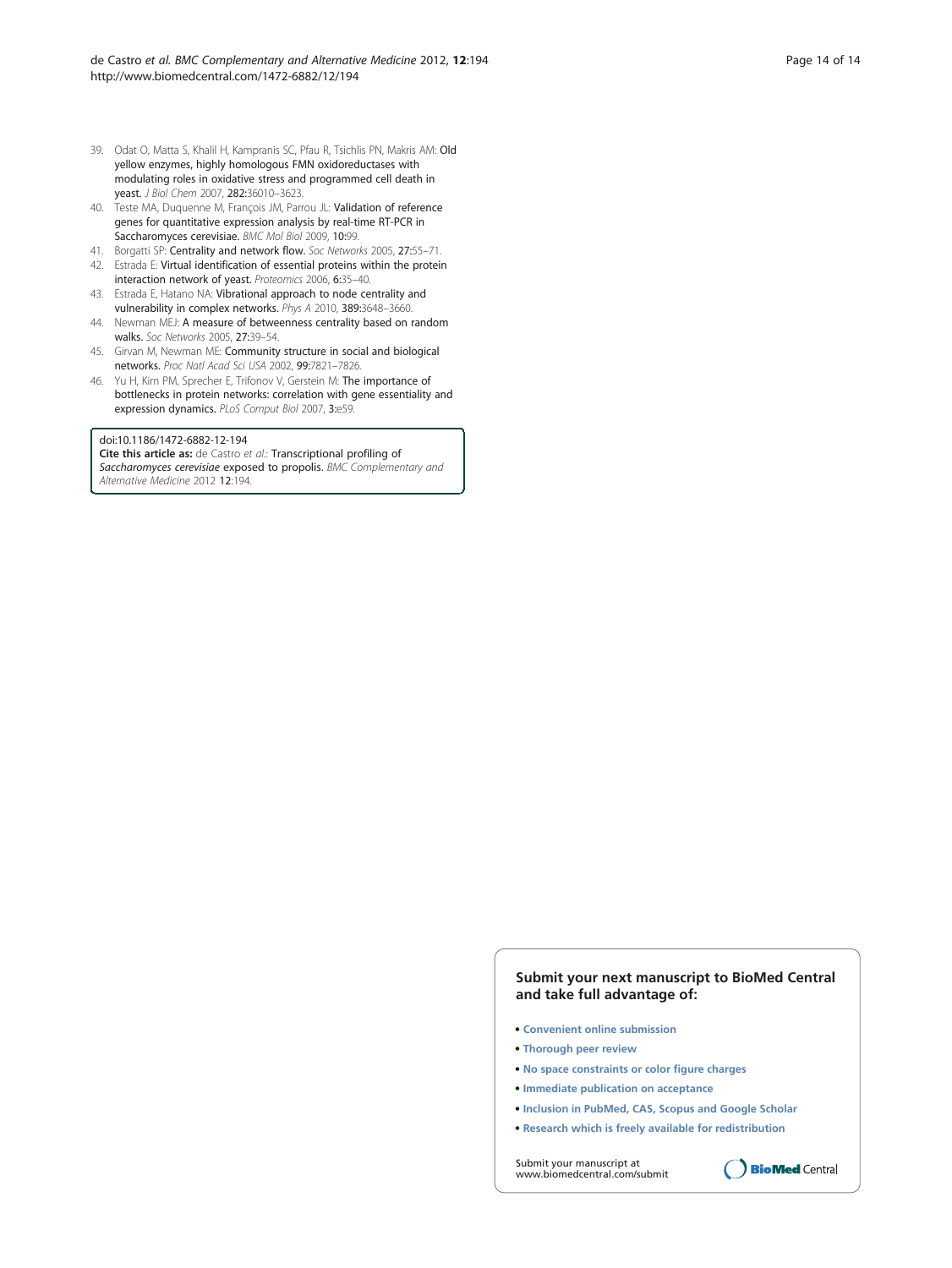39. Odat O, Matta S, Khalil H, Kampranis SC, Pfau R, Tsichlis PN, Makris AM: **Old yellow enzymes, highly homologous FMN oxidoreductases with modulating roles in oxidative stress and programmed cell death in yeast.** *J Biol Chem* 2007, **282:**36010–3623.
40. Teste MA, Duquenne M, François JM, Parrou JL: **Validation of reference genes for quantitative expression analysis by real-time RT-PCR in Saccharomyces cerevisiae.** *BMC Mol Biol* 2009, **10:**99.
41. Borgatti SP: **Centrality and network flow.** *Soc Networks* 2005, **27:**55–71.
42. Estrada E: **Virtual identification of essential proteins within the protein interaction network of yeast.** *Proteomics* 2006, **6:**35–40.
43. Estrada E, Hatano NA: **Vibrational approach to node centrality and vulnerability in complex networks.** *Phys A* 2010, **389:**3648–3660.
44. Newman MEJ: **A measure of betweenness centrality based on random walks.** *Soc Networks* 2005, **27:**39–54.
45. Girvan M, Newman ME: **Community structure in social and biological networks.** *Proc Natl Acad Sci USA* 2002, **99:**7821–7826.
46. Yu H, Kim PM, Sprecher E, Trifonov V, Gerstein M: **The importance of bottlenecks in protein networks: correlation with gene essentiality and expression dynamics.** *PLoS Comput Biol* 2007, **3:**e59.

doi:10.1186/1472-6882-12-194
**Cite this article as:** de Castro *et al.*: Transcriptional profiling of *Saccharomyces cerevisiae* exposed to propolis. *BMC Complementary and Alternative Medicine* 2012 **12**:194.

**Submit your next manuscript to BioMed Central and take full advantage of:**

- **Convenient online submission**
- **Thorough peer review**
- **No space constraints or color figure charges**
- **Immediate publication on acceptance**
- **Inclusion in PubMed, CAS, Scopus and Google Scholar**
- **Research which is freely available for redistribution**

Submit your manuscript at
www.biomedcentral.com/submit

BioMed Central